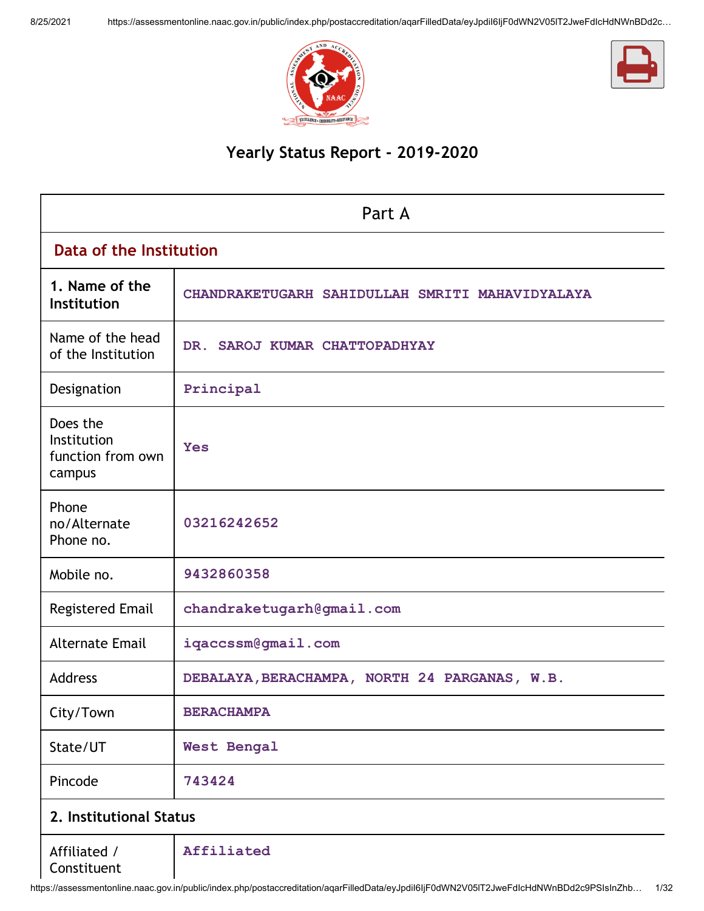# Yearly Status Report - 2019-2020

| Part A | |
|---|---|
| **Data of the Institution** | |
| **1. Name of the Institution** | CHANDRAKETUGARH SAHIDULLAH SMRITI MAHAVIDYALAYA |
| Name of the head of the Institution | DR. SAROJ KUMAR CHATTOPADHYAY |
| Designation | Principal |
| Does the Institution function from own campus | Yes |
| Phone no/Alternate Phone no. | 03216242652 |
| Mobile no. | 9432860358 |
| Registered Email | chandraketugarh@gmail.com |
| Alternate Email | iqaccssm@gmail.com |
| Address | DEBALAYA,BERACHAMPA, NORTH 24 PARGANAS, W.B. |
| City/Town | BERACHAMPA |
| State/UT | West Bengal |
| Pincode | 743424 |
| **2. Institutional Status** | |
| Affiliated / Constituent | Affiliated |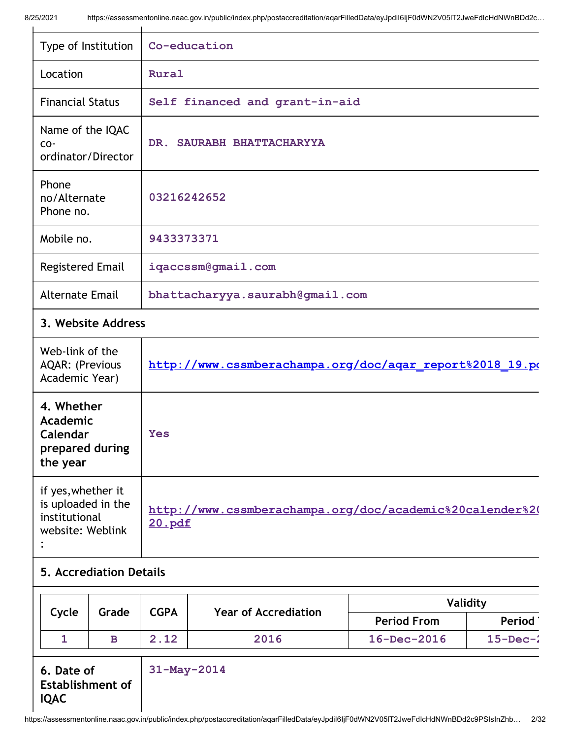| | |
|---|---|
| Type of Institution | Co-education |
| Location | Rural |
| Financial Status | Self financed and grant-in-aid |
| Name of the IQAC co-ordinator/Director | DR. SAURABH BHATTACHARYYA |
| Phone no/Alternate Phone no. | 03216242652 |
| Mobile no. | 9433373371 |
| Registered Email | iqaccssm@gmail.com |
| Alternate Email | bhattacharyya.saurabh@gmail.com |

### 3. Website Address

| | |
|---|---|
| Web-link of the AQAR: (Previous Academic Year) | http://www.cssmberachampa.org/doc/aqar_report%2018_19.pc |

| | |
|---|---|
| **4. Whether Academic Calendar prepared during the year** | Yes |
| if yes,whether it is uploaded in the institutional website: Weblink : | http://www.cssmberachampa.org/doc/academic%20calender%2( 20.pdf |

### 5. Accrediation Details

| Cycle | Grade | CGPA | Year of Accrediation | Validity | |
|---|---|---|---|---|---|
| | | | | Period From | Period ' |
| 1 | B | 2.12 | 2016 | 16-Dec-2016 | 15-Dec-: |

| | |
|---|---|
| **6. Date of Establishment of IQAC** | 31-May-2014 |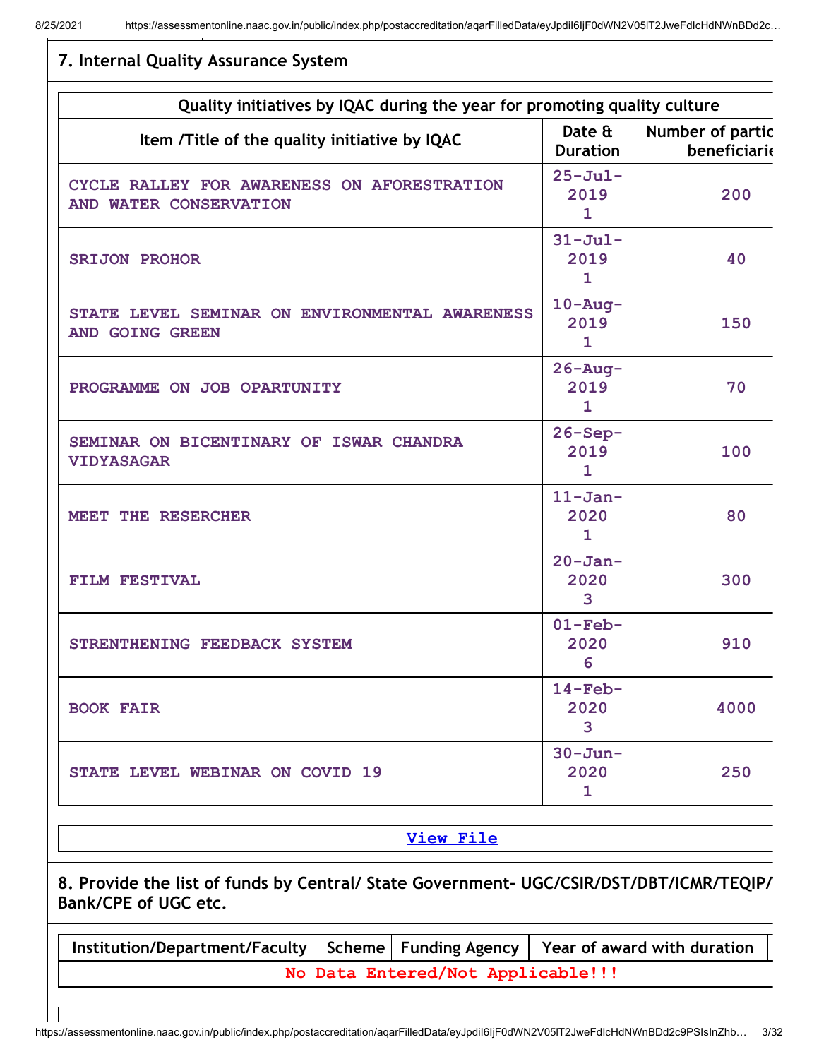## 7. Internal Quality Assurance System

| Quality initiatives by IQAC during the year for promoting quality culture | | |
|---|---|---|
| Item /Title of the quality initiative by IQAC | Date & Duration | Number of partic beneficiarie |
| CYCLE RALLEY FOR AWARENESS ON AFORESTRATION AND WATER CONSERVATION | 25-Jul-2019 1 | 200 |
| SRIJON PROHOR | 31-Jul-2019 1 | 40 |
| STATE LEVEL SEMINAR ON ENVIRONMENTAL AWARENESS AND GOING GREEN | 10-Aug-2019 1 | 150 |
| PROGRAMME ON JOB OPARTUNITY | 26-Aug-2019 1 | 70 |
| SEMINAR ON BICENTINARY OF ISWAR CHANDRA VIDYASAGAR | 26-Sep-2019 1 | 100 |
| MEET THE RESERCHER | 11-Jan-2020 1 | 80 |
| FILM FESTIVAL | 20-Jan-2020 3 | 300 |
| STRENTHENING FEEDBACK SYSTEM | 01-Feb-2020 6 | 910 |
| BOOK FAIR | 14-Feb-2020 3 | 4000 |
| STATE LEVEL WEBINAR ON COVID 19 | 30-Jun-2020 1 | 250 |

View File

## 8. Provide the list of funds by Central/ State Government- UGC/CSIR/DST/DBT/ICMR/TEQIP/ Bank/CPE of UGC etc.

| Institution/Department/Faculty | Scheme | Funding Agency | Year of award with duration |
|---|---|---|---|
| No Data Entered/Not Applicable!!! | | | |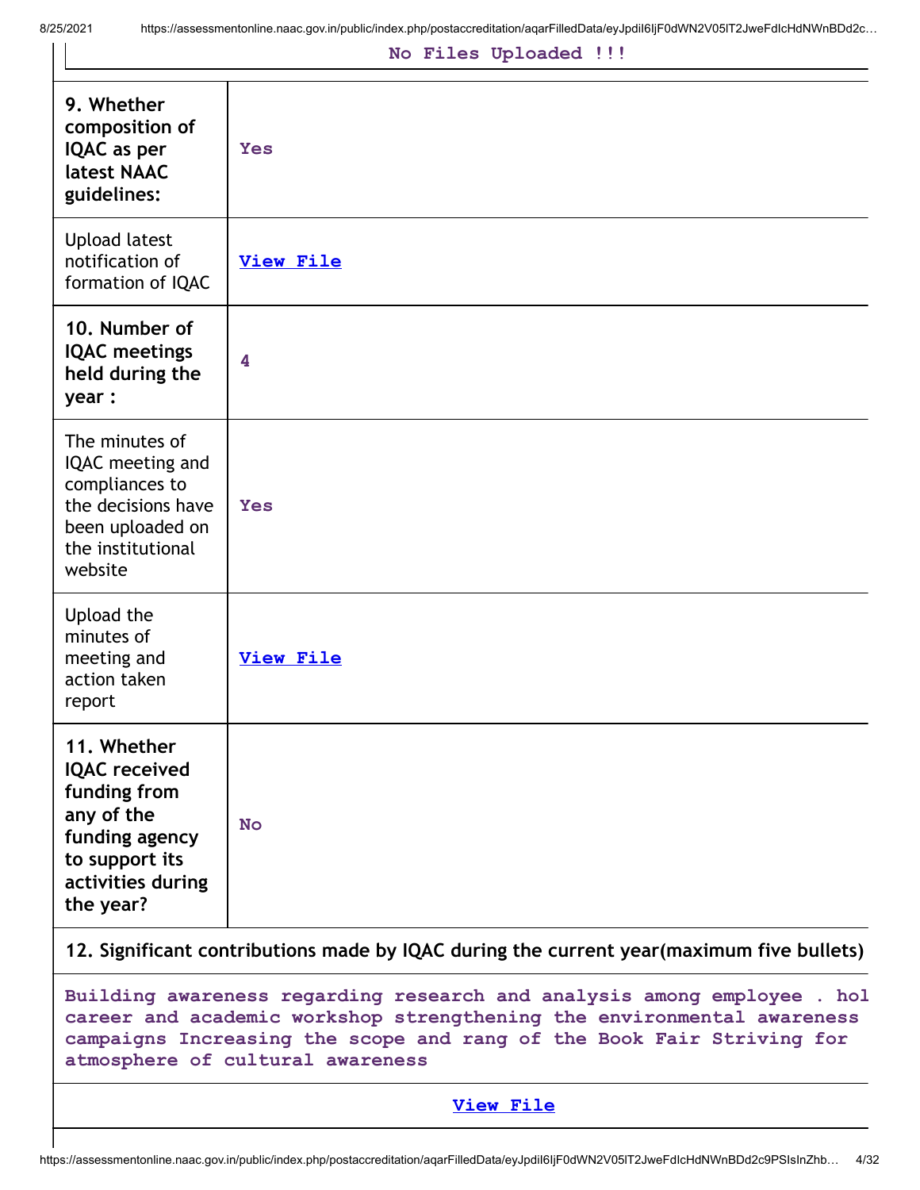No Files Uploaded !!!

| | |
|---|---|
| **9. Whether composition of IQAC as per latest NAAC guidelines:** | Yes |
| Upload latest notification of formation of IQAC | View File |
| **10. Number of IQAC meetings held during the year :** | 4 |
| The minutes of IQAC meeting and compliances to the decisions have been uploaded on the institutional website | Yes |
| Upload the minutes of meeting and action taken report | View File |
| **11. Whether IQAC received funding from any of the funding agency to support its activities during the year?** | No |

**12. Significant contributions made by IQAC during the current year(maximum five bullets)**

Building awareness regarding research and analysis among employee . hol career and academic workshop strengthening the environmental awareness campaigns Increasing the scope and rang of the Book Fair Striving for atmosphere of cultural awareness

View File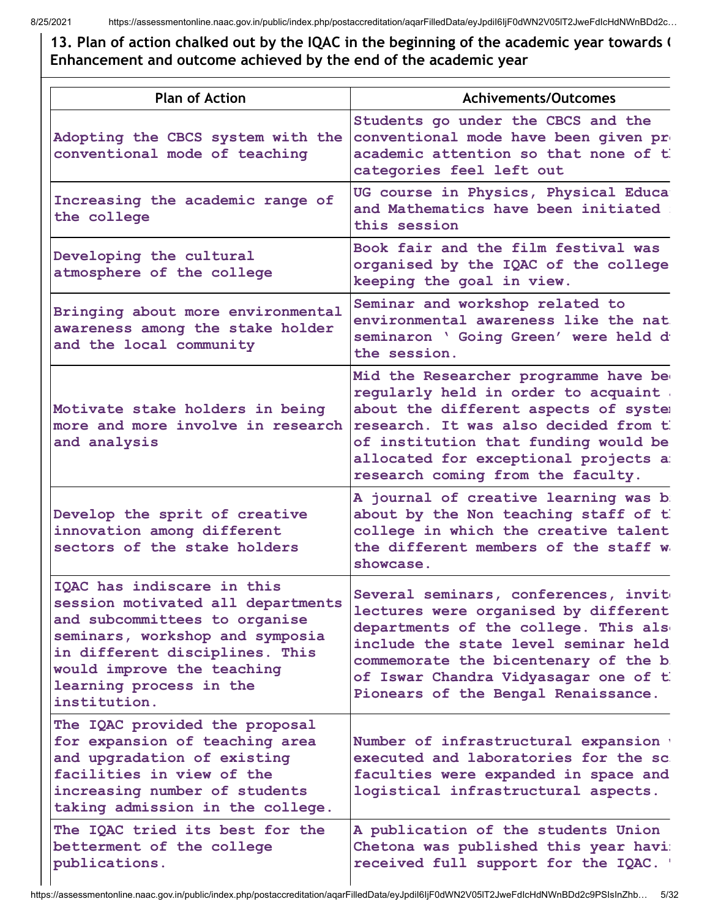**13. Plan of action chalked out by the IQAC in the beginning of the academic year towards ( Enhancement and outcome achieved by the end of the academic year**

| Plan of Action | Achivements/Outcomes |
|---|---|
| Adopting the CBCS system with the conventional mode of teaching | Students go under the CBCS and the conventional mode have been given pr academic attention so that none of t categories feel left out |
| Increasing the academic range of the college | UG course in Physics, Physical Educa and Mathematics have been initiated this session |
| Developing the cultural atmosphere of the college | Book fair and the film festival was organised by the IQAC of the college keeping the goal in view. |
| Bringing about more environmental awareness among the stake holder and the local community | Seminar and workshop related to environmental awareness like the nat seminaron ' Going Green' were held d the session. |
| Motivate stake holders in being more and more involve in research and analysis | Mid the Researcher programme have be regularly held in order to acquaint about the different aspects of syste research. It was also decided from t of institution that funding would be allocated for exceptional projects a research coming from the faculty. |
| Develop the sprit of creative innovation among different sectors of the stake holders | A journal of creative learning was b about by the Non teaching staff of t college in which the creative talent the different members of the staff w showcase. |
| IQAC has indiscare in this session motivated all departments and subcommittees to organise seminars, workshop and symposia in different disciplines. This would improve the teaching learning process in the institution. | Several seminars, conferences, invit lectures were organised by different departments of the college. This als include the state level seminar held commemorate the bicentenary of the b of Iswar Chandra Vidyasagar one of t Pionears of the Bengal Renaissance. |
| The IQAC provided the proposal for expansion of teaching area and upgradation of existing facilities in view of the increasing number of students taking admission in the college. | Number of infrastructural expansion executed and laboratories for the sc faculties were expanded in space and logistical infrastructural aspects. |
| The IQAC tried its best for the betterment of the college publications. | A publication of the students Union Chetona was published this year havi received full support for the IQAC. |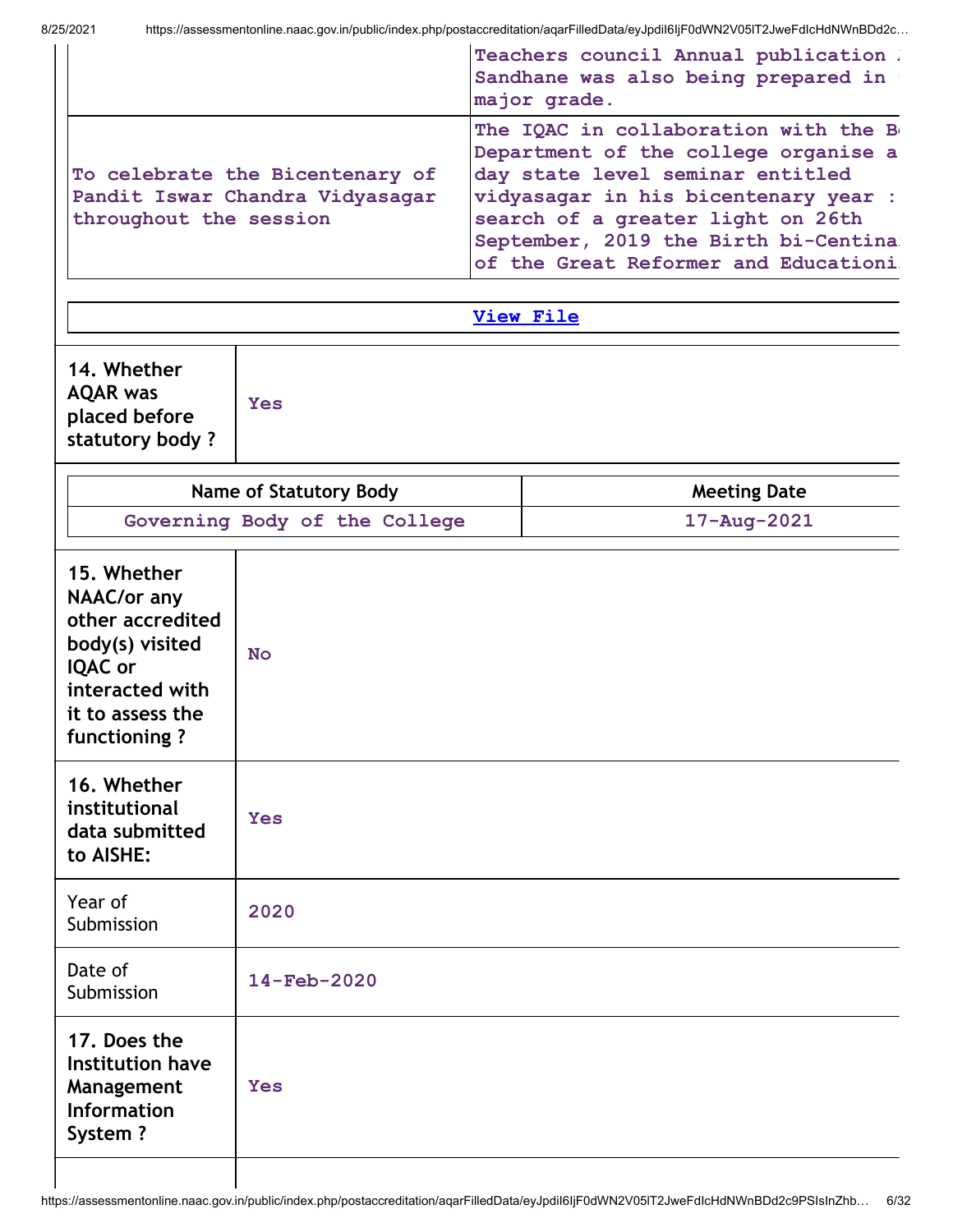| | |
|---|---|
| | Teachers council Annual publication Sandhane was also being prepared in major grade. |
| To celebrate the Bicentenary of Pandit Iswar Chandra Vidyasagar throughout the session | The IQAC in collaboration with the B Department of the college organise a day state level seminar entitled vidyasagar in his bicentenary year : search of a greater light on 26th September, 2019 the Birth bi-Centina of the Great Reformer and Education |

View File

| | |
|---|---|
| **14. Whether AQAR was placed before statutory body ?** | Yes |

| Name of Statutory Body | Meeting Date |
|---|---|
| Governing Body of the College | 17-Aug-2021 |

| | |
|---|---|
| **15. Whether NAAC/or any other accredited body(s) visited IQAC or interacted with it to assess the functioning ?** | No |
| **16. Whether institutional data submitted to AISHE:** | Yes |
| Year of Submission | 2020 |
| Date of Submission | 14-Feb-2020 |
| **17. Does the Institution have Management Information System ?** | Yes |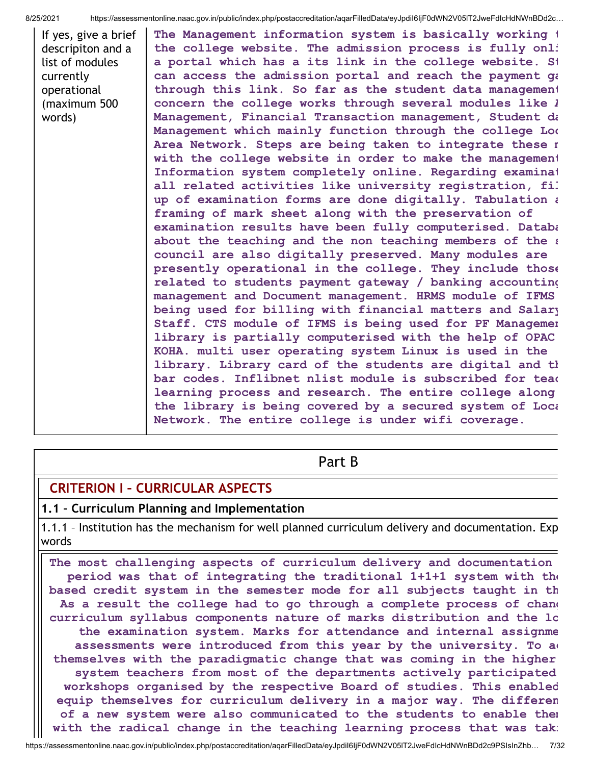| If yes, give a brief descripiton and a list of modules currently operational (maximum 500 words) | The Management information system is basically working t the college website. The admission process is fully onli a portal which has a its link in the college website. St can access the admission portal and reach the payment ga through this link. So far as the student data management concern the college works through several modules like A Management, Financial Transaction management, Student da Management which mainly function through the college Loc Area Network. Steps are being taken to integrate these m with the college website in order to make the management Information system completely online. Regarding examinat all related activities like university registration, fil up of examination forms are done digitally. Tabulation a framing of mark sheet along with the preservation of examination results have been fully computerised. Databa about the teaching and the non teaching members of the s council are also digitally preserved. Many modules are presently operational in the college. They include those related to students payment gateway / banking accounting management and Document management. HRMS module of IFMS being used for billing with financial matters and Salary Staff. CTS module of IFMS is being used for PF Managemen library is partially computerised with the help of OPAC KOHA. multi user operating system Linux is used in the library. Library card of the students are digital and th bar codes. Inflibnet nlist module is subscribed for teac learning process and research. The entire college along the library is being covered by a secured system of Loca Network. The entire college is under wifi coverage. |
| --- | --- |

## Part B

### CRITERION I – CURRICULAR ASPECTS

**1.1 – Curriculum Planning and Implementation**

1.1.1 – Institution has the mechanism for well planned curriculum delivery and documentation. Exp words

The most challenging aspects of curriculum delivery and documentation period was that of integrating the traditional 1+1+1 system with th based credit system in the semester mode for all subjects taught in th As a result the college had to go through a complete process of chang curriculum syllabus components nature of marks distribution and the lo the examination system. Marks for attendance and internal assignme assessments were introduced from this year by the university. To a themselves with the paradigmatic change that was coming in the higher system teachers from most of the departments actively participated workshops organised by the respective Board of studies. This enabled equip themselves for curriculum delivery in a major way. The differen of a new system were also communicated to the students to enable them with the radical change in the teaching learning process that was tak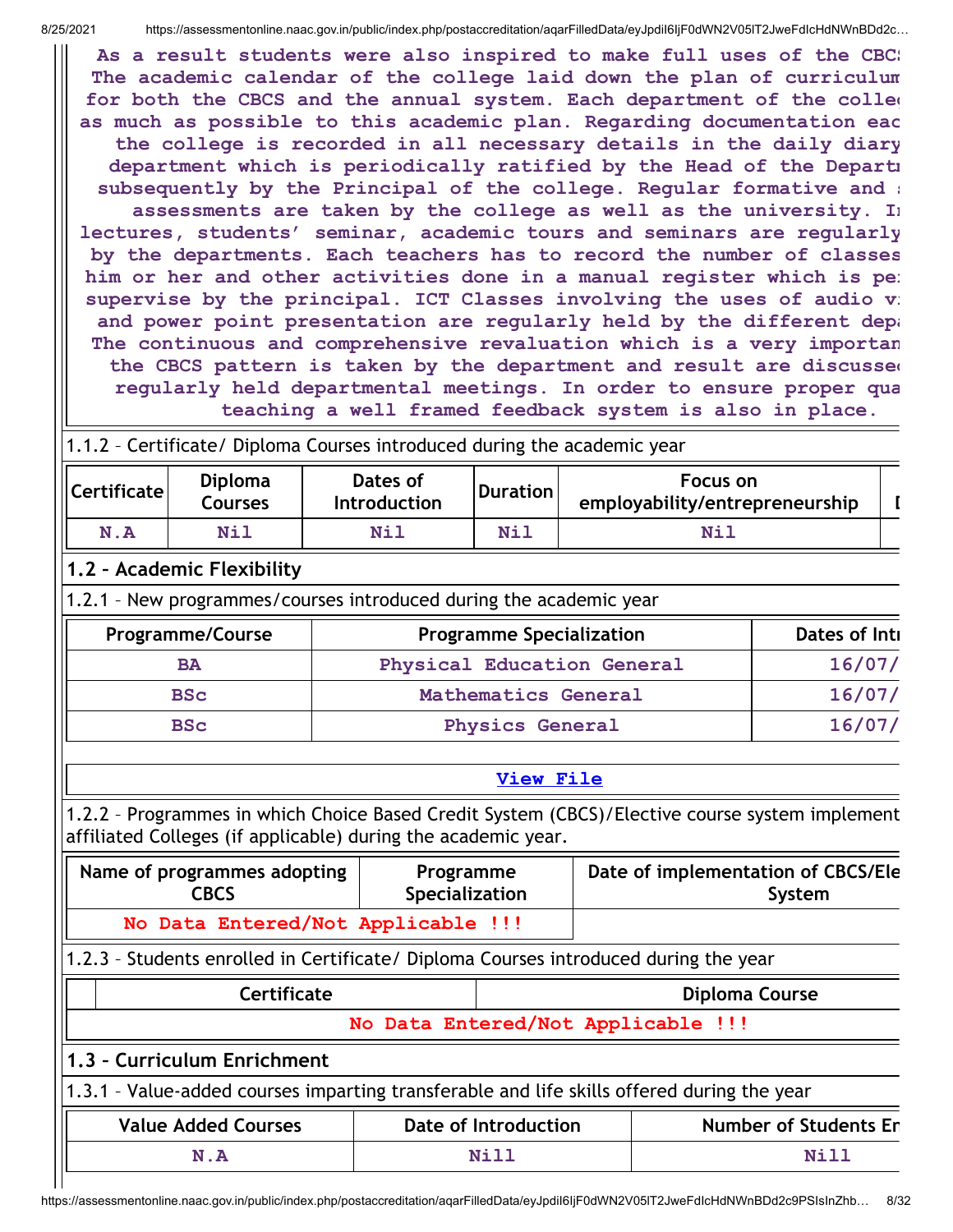As a result students were also inspired to make full uses of the CBCS The academic calendar of the college laid down the plan of curriculum for both the CBCS and the annual system. Each department of the colleg as much as possible to this academic plan. Regarding documentation eac the college is recorded in all necessary details in the daily diary department which is periodically ratified by the Head of the Departm subsequently by the Principal of the college. Regular formative and s assessments are taken by the college as well as the university. In lectures, students' seminar, academic tours and seminars are regularly by the departments. Each teachers has to record the number of classes him or her and other activities done in a manual register which is per supervise by the principal. ICT Classes involving the uses of audio vi and power point presentation are regularly held by the different depa The continuous and comprehensive revaluation which is a very importan the CBCS pattern is taken by the department and result are discussed regularly held departmental meetings. In order to ensure proper qua teaching a well framed feedback system is also in place.

1.1.2 – Certificate/ Diploma Courses introduced during the academic year

| Certificate | Diploma Courses | Dates of Introduction | Duration | Focus on employability/entrepreneurship | D |
|---|---|---|---|---|---|
| N.A | Nil | Nil | Nil | Nil | |

## 1.2 – Academic Flexibility

1.2.1 – New programmes/courses introduced during the academic year

| Programme/Course | Programme Specialization | Dates of Intr |
|---|---|---|
| BA | Physical Education General | 16/07/ |
| BSc | Mathematics General | 16/07/ |
| BSc | Physics General | 16/07/ |

View File

1.2.2 – Programmes in which Choice Based Credit System (CBCS)/Elective course system implement affiliated Colleges (if applicable) during the academic year.

| Name of programmes adopting CBCS | Programme Specialization | Date of implementation of CBCS/Ele System |
|---|---|---|
| No Data Entered/Not Applicable !!! | | |

1.2.3 – Students enrolled in Certificate/ Diploma Courses introduced during the year

| | Certificate | Diploma Course |
|---|---|---|
| No Data Entered/Not Applicable !!! | | |

## 1.3 – Curriculum Enrichment

1.3.1 – Value-added courses imparting transferable and life skills offered during the year

| Value Added Courses | Date of Introduction | Number of Students En |
|---|---|---|
| N.A | Nill | Nill |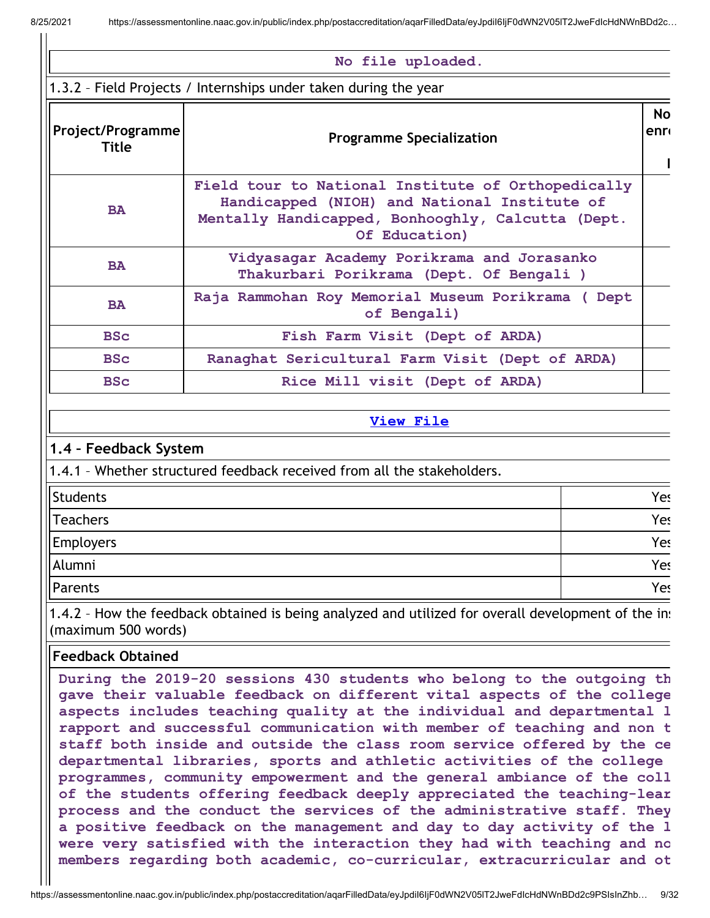No file uploaded.

1.3.2 – Field Projects / Internships under taken during the year

| Project/Programme Title | Programme Specialization | No enr |
|---|---|---|
| BA | Field tour to National Institute of Orthopedically Handicapped (NIOH) and National Institute of Mentally Handicapped, Bonhooghly, Calcutta (Dept. Of Education) | |
| BA | Vidyasagar Academy Porikrama and Jorasanko Thakurbari Porikrama (Dept. Of Bengali ) | |
| BA | Raja Rammohan Roy Memorial Museum Porikrama ( Dept of Bengali) | |
| BSc | Fish Farm Visit (Dept of ARDA) | |
| BSc | Ranaghat Sericultural Farm Visit (Dept of ARDA) | |
| BSc | Rice Mill visit (Dept of ARDA) | |

View File

## 1.4 – Feedback System

1.4.1 – Whether structured feedback received from all the stakeholders.

| | |
|---|---|
| Students | Yes |
| Teachers | Yes |
| Employers | Yes |
| Alumni | Yes |
| Parents | Yes |

1.4.2 – How the feedback obtained is being analyzed and utilized for overall development of the in (maximum 500 words)

**Feedback Obtained**

During the 2019-20 sessions 430 students who belong to the outgoing th gave their valuable feedback on different vital aspects of the college aspects includes teaching quality at the individual and departmental l rapport and successful communication with member of teaching and non t staff both inside and outside the class room service offered by the ce departmental libraries, sports and athletic activities of the college programmes, community empowerment and the general ambiance of the coll of the students offering feedback deeply appreciated the teaching-lear process and the conduct the services of the administrative staff. They a positive feedback on the management and day to day activity of the l were very satisfied with the interaction they had with teaching and no members regarding both academic, co-curricular, extracurricular and ot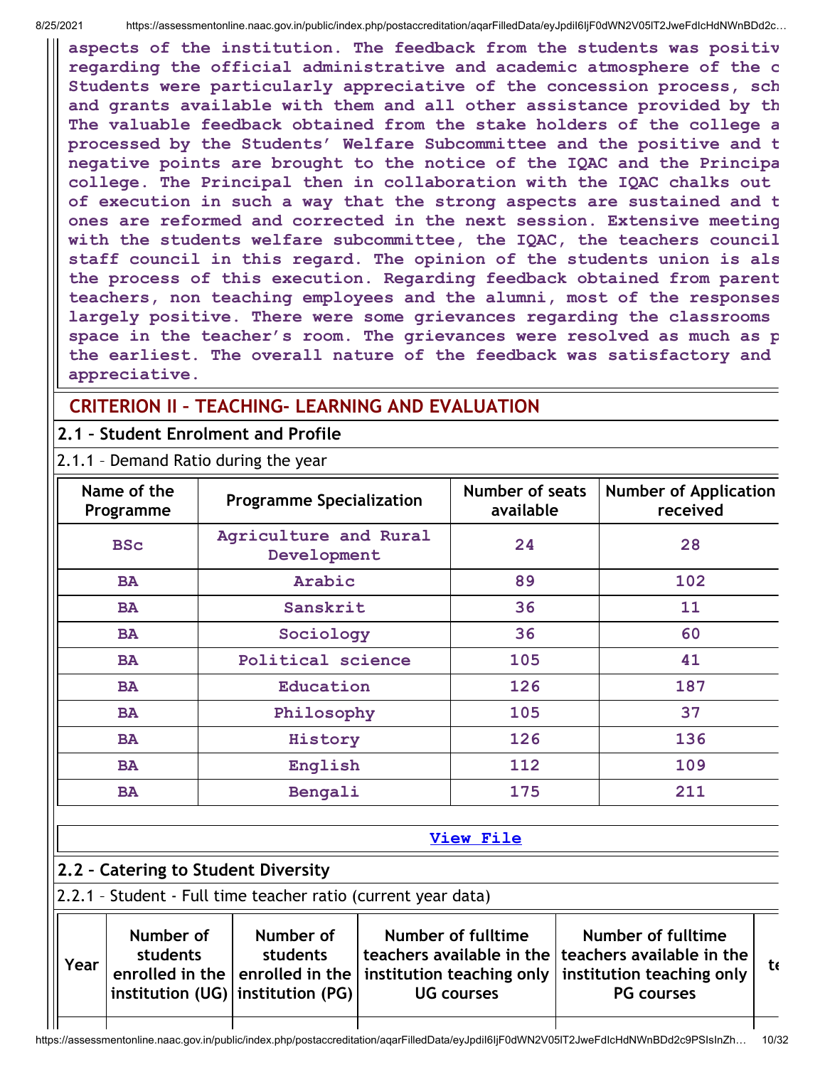aspects of the institution. The feedback from the students was positiv regarding the official administrative and academic atmosphere of the c Students were particularly appreciative of the concession process, sch and grants available with them and all other assistance provided by th The valuable feedback obtained from the stake holders of the college a processed by the Students' Welfare Subcommittee and the positive and t negative points are brought to the notice of the IQAC and the Principa college. The Principal then in collaboration with the IQAC chalks out of execution in such a way that the strong aspects are sustained and t ones are reformed and corrected in the next session. Extensive meeting with the students welfare subcommittee, the IQAC, the teachers council staff council in this regard. The opinion of the students union is als the process of this execution. Regarding feedback obtained from parent teachers, non teaching employees and the alumni, most of the responses largely positive. There were some grievances regarding the classrooms space in the teacher's room. The grievances were resolved as much as p the earliest. The overall nature of the feedback was satisfactory and appreciative.

## CRITERION II – TEACHING- LEARNING AND EVALUATION

### 2.1 – Student Enrolment and Profile

2.1.1 – Demand Ratio during the year

| Name of the Programme | Programme Specialization | Number of seats available | Number of Application received |
|---|---|---|---|
| BSc | Agriculture and Rural Development | 24 | 28 |
| BA | Arabic | 89 | 102 |
| BA | Sanskrit | 36 | 11 |
| BA | Sociology | 36 | 60 |
| BA | Political science | 105 | 41 |
| BA | Education | 126 | 187 |
| BA | Philosophy | 105 | 37 |
| BA | History | 126 | 136 |
| BA | English | 112 | 109 |
| BA | Bengali | 175 | 211 |

[View File]

### 2.2 – Catering to Student Diversity

2.2.1 – Student - Full time teacher ratio (current year data)

| Year | Number of students enrolled in the institution (UG) | Number of students enrolled in the institution (PG) | Number of fulltime teachers available in the institution teaching only UG courses | Number of fulltime teachers available in the institution teaching only PG courses | te |
|---|---|---|---|---|---|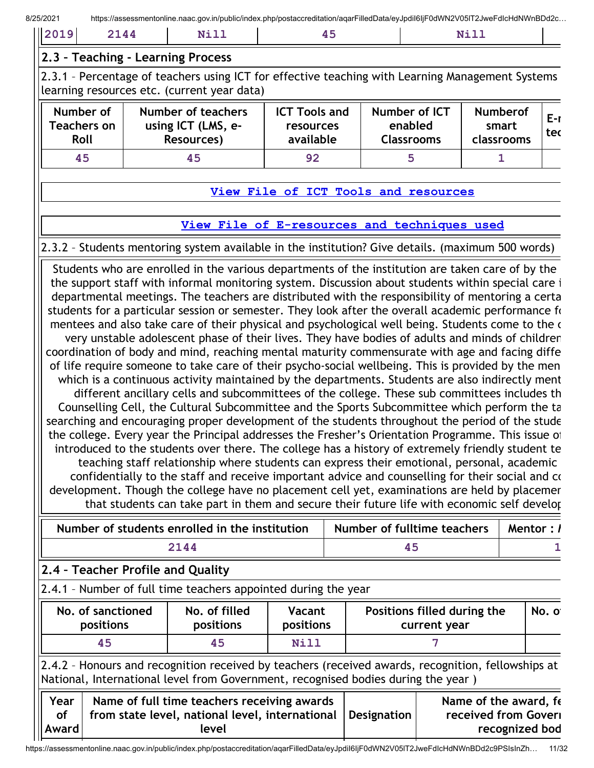| 2019 | 2144 | Nill | 45 | Nill | |
|---|---|---|---|---|---|

## 2.3 – Teaching - Learning Process

2.3.1 – Percentage of teachers using ICT for effective teaching with Learning Management Systems learning resources etc. (current year data)

| Number of Teachers on Roll | Number of teachers using ICT (LMS, e-Resources) | ICT Tools and resources available | Number of ICT enabled Classrooms | Numberof smart classrooms | E-r tec |
|---|---|---|---|---|---|
| 45 | 45 | 92 | 5 | 1 | |

View File of ICT Tools and resources

View File of E-resources and techniques used

2.3.2 – Students mentoring system available in the institution? Give details. (maximum 500 words)

Students who are enrolled in the various departments of the institution are taken care of by the the support staff with informal monitoring system. Discussion about students within special care i departmental meetings. The teachers are distributed with the responsibility of mentoring a certa students for a particular session or semester. They look after the overall academic performance fo mentees and also take care of their physical and psychological well being. Students come to the c very unstable adolescent phase of their lives. They have bodies of adults and minds of children coordination of body and mind, reaching mental maturity commensurate with age and facing diffe of life require someone to take care of their psycho-social wellbeing. This is provided by the men which is a continuous activity maintained by the departments. Students are also indirectly ment different ancillary cells and subcommittees of the college. These sub committees includes th Counselling Cell, the Cultural Subcommittee and the Sports Subcommittee which perform the ta searching and encouraging proper development of the students throughout the period of the stude the college. Every year the Principal addresses the Fresher's Orientation Programme. This issue o introduced to the students over there. The college has a history of extremely friendly student te teaching staff relationship where students can express their emotional, personal, academic confidentially to the staff and receive important advice and counselling for their social and co development. Though the college have no placement cell yet, examinations are held by placemen that students can take part in them and secure their future life with economic self develop

| Number of students enrolled in the institution | Number of fulltime teachers | Mentor : |
|---|---|---|
| 2144 | 45 | 1 |

## 2.4 – Teacher Profile and Quality

2.4.1 – Number of full time teachers appointed during the year

| No. of sanctioned positions | No. of filled positions | Vacant positions | Positions filled during the current year | No. o |
|---|---|---|---|---|
| 45 | 45 | Nill | 7 | |

2.4.2 – Honours and recognition received by teachers (received awards, recognition, fellowships at National, International level from Government, recognised bodies during the year )

| Year of Award | Name of full time teachers receiving awards from state level, national level, international level | Designation | Name of the award, fe received from Goverr recognized bod |
|---|---|---|---|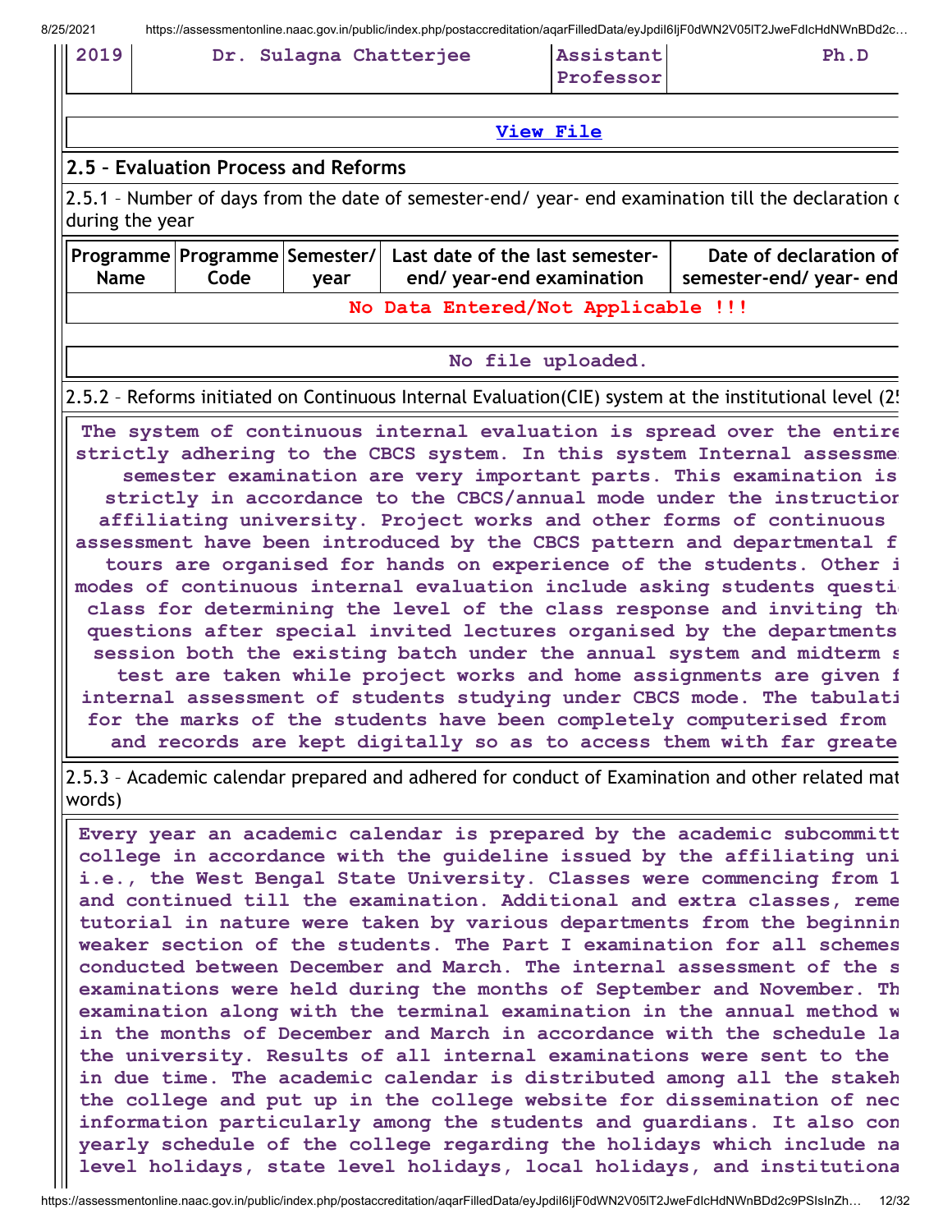| 2019 | Dr. Sulagna Chatterjee | Assistant Professor | Ph.D |
|---|---|---|---|

View File

### 2.5 – Evaluation Process and Reforms

2.5.1 – Number of days from the date of semester-end/ year- end examination till the declaration o during the year

| Programme Name | Programme Code | Semester/ year | Last date of the last semester-end/ year-end examination | Date of declaration of semester-end/ year- end |
|---|---|---|---|---|
| No Data Entered/Not Applicable !!! | | | | |

No file uploaded.

2.5.2 – Reforms initiated on Continuous Internal Evaluation(CIE) system at the institutional level (25

The system of continuous internal evaluation is spread over the entire strictly adhering to the CBCS system. In this system Internal assessme semester examination are very important parts. This examination is strictly in accordance to the CBCS/annual mode under the instructior affiliating university. Project works and other forms of continuous assessment have been introduced by the CBCS pattern and departmental f tours are organised for hands on experience of the students. Other i modes of continuous internal evaluation include asking students questi class for determining the level of the class response and inviting th questions after special invited lectures organised by the departments session both the existing batch under the annual system and midterm s test are taken while project works and home assignments are given f internal assessment of students studying under CBCS mode. The tabulati for the marks of the students have been completely computerised from and records are kept digitally so as to access them with far greate

2.5.3 – Academic calendar prepared and adhered for conduct of Examination and other related mat words)

Every year an academic calendar is prepared by the academic subcommitt college in accordance with the guideline issued by the affiliating uni i.e., the West Bengal State University. Classes were commencing from 1 and continued till the examination. Additional and extra classes, reme tutorial in nature were taken by various departments from the beginnin weaker section of the students. The Part I examination for all schemes conducted between December and March. The internal assessment of the s examinations were held during the months of September and November. Th examination along with the terminal examination in the annual method w in the months of December and March in accordance with the schedule la the university. Results of all internal examinations were sent to the in due time. The academic calendar is distributed among all the stakeh the college and put up in the college website for dissemination of nec information particularly among the students and guardians. It also con yearly schedule of the college regarding the holidays which include na level holidays, state level holidays, local holidays, and institutiona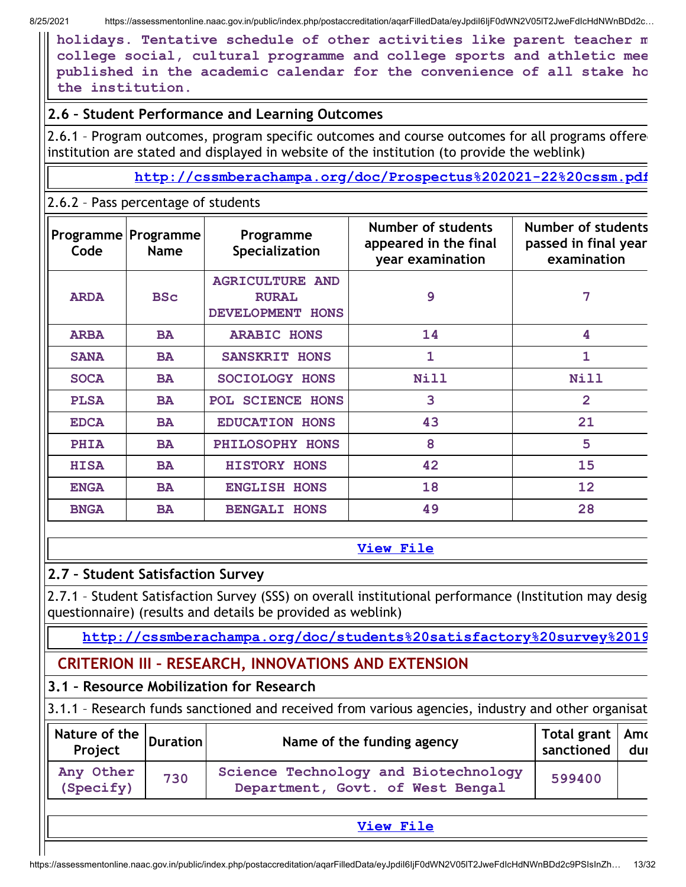holidays. Tentative schedule of other activities like parent teacher m college social, cultural programme and college sports and athletic mee published in the academic calendar for the convenience of all stake ho the institution.

## 2.6 – Student Performance and Learning Outcomes

2.6.1 – Program outcomes, program specific outcomes and course outcomes for all programs offere institution are stated and displayed in website of the institution (to provide the weblink)

http://cssmberachampa.org/doc/Prospectus%202021-22%20cssm.pdf

2.6.2 – Pass percentage of students

| Programme Code | Programme Name | Programme Specialization | Number of students appeared in the final year examination | Number of students passed in final year examination |
|---|---|---|---|---|
| ARDA | BSc | AGRICULTURE AND RURAL DEVELOPMENT HONS | 9 | 7 |
| ARBA | BA | ARABIC HONS | 14 | 4 |
| SANA | BA | SANSKRIT HONS | 1 | 1 |
| SOCA | BA | SOCIOLOGY HONS | Nill | Nill |
| PLSA | BA | POL SCIENCE HONS | 3 | 2 |
| EDCA | BA | EDUCATION HONS | 43 | 21 |
| PHIA | BA | PHILOSOPHY HONS | 8 | 5 |
| HISA | BA | HISTORY HONS | 42 | 15 |
| ENGA | BA | ENGLISH HONS | 18 | 12 |
| BNGA | BA | BENGALI HONS | 49 | 28 |

View File

## 2.7 – Student Satisfaction Survey

2.7.1 – Student Satisfaction Survey (SSS) on overall institutional performance (Institution may desig questionnaire) (results and details be provided as weblink)

http://cssmberachampa.org/doc/students%20satisfactory%20survey%2019

# CRITERION III – RESEARCH, INNOVATIONS AND EXTENSION

## 3.1 – Resource Mobilization for Research

3.1.1 – Research funds sanctioned and received from various agencies, industry and other organisat

| Nature of the Project | Duration | Name of the funding agency | Total grant sanctioned | Amo dur |
|---|---|---|---|---|
| Any Other (Specify) | 730 | Science Technology and Biotechnology Department, Govt. of West Bengal | 599400 | |

View File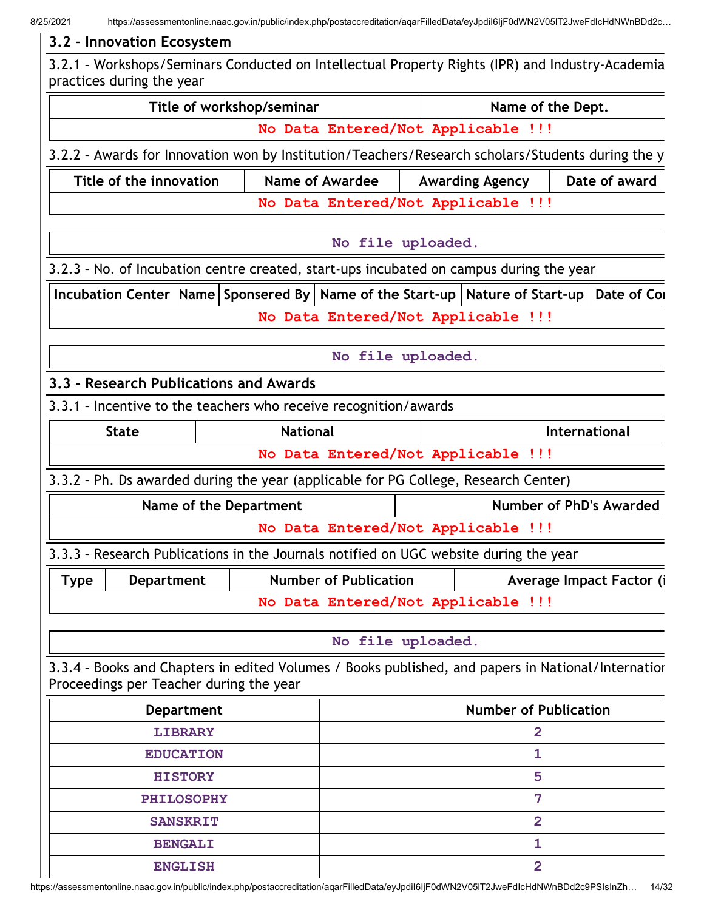## 3.2 – Innovation Ecosystem

3.2.1 – Workshops/Seminars Conducted on Intellectual Property Rights (IPR) and Industry-Academia practices during the year

| Title of workshop/seminar | Name of the Dept. |
|---|---|
| No Data Entered/Not Applicable !!! | |

3.2.2 – Awards for Innovation won by Institution/Teachers/Research scholars/Students during the y

| Title of the innovation | Name of Awardee | Awarding Agency | Date of award |
|---|---|---|---|
| No Data Entered/Not Applicable !!! | | | |

No file uploaded.

3.2.3 – No. of Incubation centre created, start-ups incubated on campus during the year

| Incubation Center | Name | Sponsered By | Name of the Start-up | Nature of Start-up | Date of Co |
|---|---|---|---|---|---|
| No Data Entered/Not Applicable !!! | | | | | |

No file uploaded.

## 3.3 – Research Publications and Awards

3.3.1 – Incentive to the teachers who receive recognition/awards

| State | National | International |
|---|---|---|
| No Data Entered/Not Applicable !!! | | |

3.3.2 – Ph. Ds awarded during the year (applicable for PG College, Research Center)

| Name of the Department | Number of PhD's Awarded |
|---|---|
| No Data Entered/Not Applicable !!! | |

3.3.3 – Research Publications in the Journals notified on UGC website during the year

| Type | Department | Number of Publication | Average Impact Factor (i |
|---|---|---|---|
| No Data Entered/Not Applicable !!! | | | |

No file uploaded.

3.3.4 – Books and Chapters in edited Volumes / Books published, and papers in National/Internatior Proceedings per Teacher during the year

| Department | Number of Publication |
|---|---|
| LIBRARY | 2 |
| EDUCATION | 1 |
| HISTORY | 5 |
| PHILOSOPHY | 7 |
| SANSKRIT | 2 |
| BENGALI | 1 |
| ENGLISH | 2 |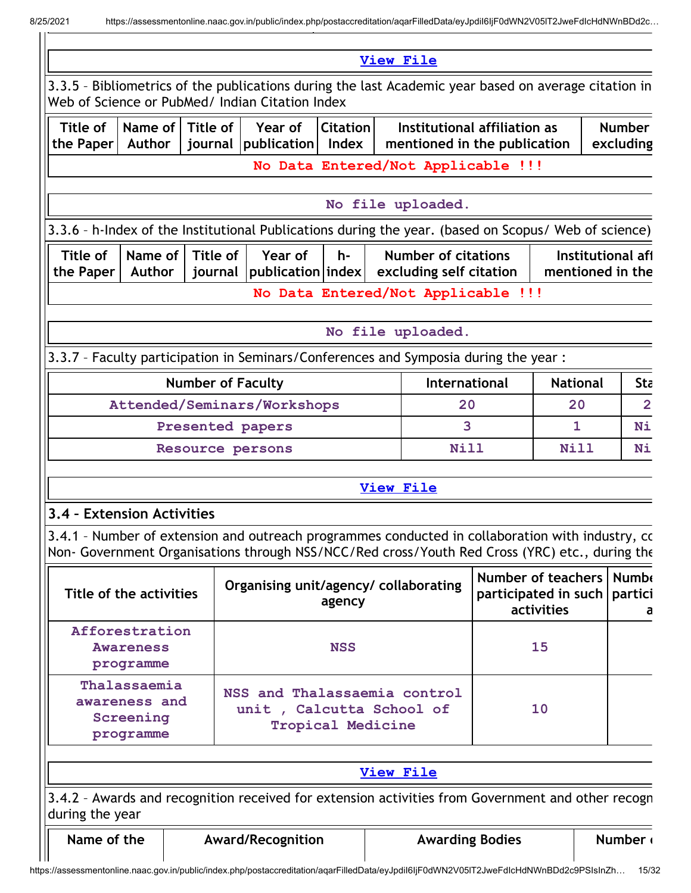View File

3.3.5 – Bibliometrics of the publications during the last Academic year based on average citation in Web of Science or PubMed/ Indian Citation Index

| Title of the Paper | Name of Author | Title of journal | Year of publication | Citation Index | Institutional affiliation as mentioned in the publication | Number excluding |
|---|---|---|---|---|---|---|
| No Data Entered/Not Applicable !!! | | | | | | |

No file uploaded.

3.3.6 – h-Index of the Institutional Publications during the year. (based on Scopus/ Web of science)

| Title of the Paper | Name of Author | Title of journal | Year of publication | h-index | Number of citations excluding self citation | Institutional aff mentioned in the |
|---|---|---|---|---|---|---|
| No Data Entered/Not Applicable !!! | | | | | | |

No file uploaded.

3.3.7 – Faculty participation in Seminars/Conferences and Symposia during the year :

| Number of Faculty | International | National | Sta |
|---|---|---|---|
| Attended/Seminars/Workshops | 20 | 20 | 2 |
| Presented papers | 3 | 1 | Ni |
| Resource persons | Nill | Nill | Ni |

View File

### 3.4 – Extension Activities

3.4.1 – Number of extension and outreach programmes conducted in collaboration with industry, co Non- Government Organisations through NSS/NCC/Red cross/Youth Red Cross (YRC) etc., during the

| Title of the activities | Organising unit/agency/ collaborating agency | Number of teachers participated in such activities | Numbe partici a |
|---|---|---|---|
| Afforestration Awareness programme | NSS | 15 | |
| Thalassaemia awareness and Screening programme | NSS and Thalassaemia control unit , Calcutta School of Tropical Medicine | 10 | |

View File

3.4.2 – Awards and recognition received for extension activities from Government and other recogn during the year

| Name of the | Award/Recognition | Awarding Bodies | Number |
|---|---|---|---|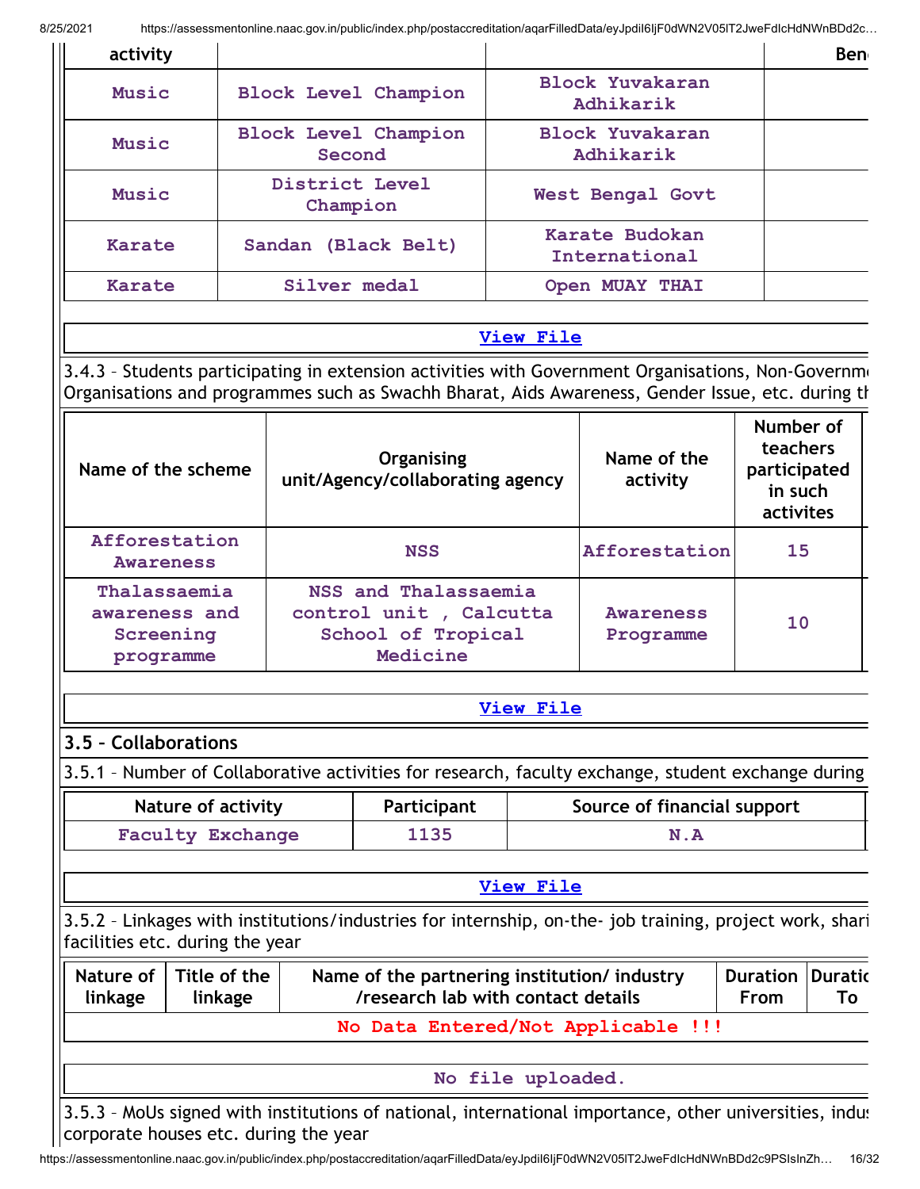| activity | | | Ben |
|---|---|---|---|
| Music | Block Level Champion | Block Yuvakaran Adhikarik | |
| Music | Block Level Champion Second | Block Yuvakaran Adhikarik | |
| Music | District Level Champion | West Bengal Govt | |
| Karate | Sandan (Black Belt) | Karate Budokan International | |
| Karate | Silver medal | Open MUAY THAI | |

View File

3.4.3 – Students participating in extension activities with Government Organisations, Non-Governm Organisations and programmes such as Swachh Bharat, Aids Awareness, Gender Issue, etc. during th

| Name of the scheme | Organising unit/Agency/collaborating agency | Name of the activity | Number of teachers participated in such activites |
|---|---|---|---|
| Afforestation Awareness | NSS | Afforestation | 15 |
| Thalassaemia awareness and Screening programme | NSS and Thalassaemia control unit , Calcutta School of Tropical Medicine | Awareness Programme | 10 |

View File

## 3.5 – Collaborations

3.5.1 – Number of Collaborative activities for research, faculty exchange, student exchange during

| Nature of activity | Participant | Source of financial support |
|---|---|---|
| Faculty Exchange | 1135 | N.A |

View File

3.5.2 – Linkages with institutions/industries for internship, on-the- job training, project work, shari facilities etc. during the year

| Nature of linkage | Title of the linkage | Name of the partnering institution/ industry /research lab with contact details | Duration From | Duratic To |
|---|---|---|---|---|
| No Data Entered/Not Applicable !!! | | | | |

No file uploaded.

3.5.3 – MoUs signed with institutions of national, international importance, other universities, indus corporate houses etc. during the year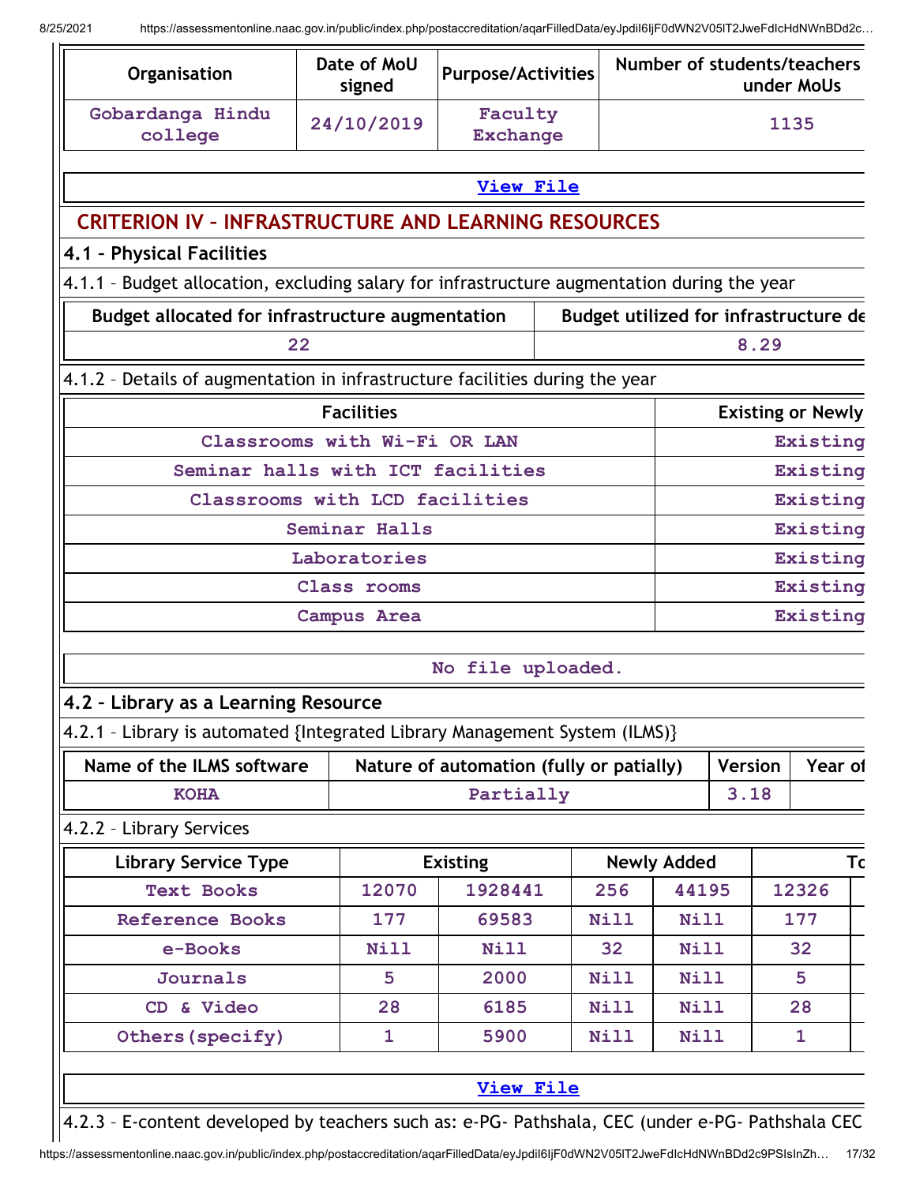| Organisation | Date of MoU signed | Purpose/Activities | Number of students/teachers under MoUs |
|---|---|---|---|
| Gobardanga Hindu college | 24/10/2019 | Faculty Exchange | 1135 |

View File

## CRITERION IV – INFRASTRUCTURE AND LEARNING RESOURCES

### 4.1 – Physical Facilities

4.1.1 – Budget allocation, excluding salary for infrastructure augmentation during the year

| Budget allocated for infrastructure augmentation | Budget utilized for infrastructure de |
|---|---|
| 22 | 8.29 |

4.1.2 – Details of augmentation in infrastructure facilities during the year

| Facilities | Existing or Newly |
|---|---|
| Classrooms with Wi-Fi OR LAN | Existing |
| Seminar halls with ICT facilities | Existing |
| Classrooms with LCD facilities | Existing |
| Seminar Halls | Existing |
| Laboratories | Existing |
| Class rooms | Existing |
| Campus Area | Existing |

No file uploaded.

### 4.2 – Library as a Learning Resource

4.2.1 – Library is automated {Integrated Library Management System (ILMS)}

| Name of the ILMS software | Nature of automation (fully or patially) | Version | Year of |
|---|---|---|---|
| KOHA | Partially | 3.18 | |

4.2.2 – Library Services

| Library Service Type | Existing | | Newly Added | | To | |
|---|---|---|---|---|---|---|
| Text Books | 12070 | 1928441 | 256 | 44195 | 12326 | |
| Reference Books | 177 | 69583 | Nill | Nill | 177 | |
| e-Books | Nill | Nill | 32 | Nill | 32 | |
| Journals | 5 | 2000 | Nill | Nill | 5 | |
| CD & Video | 28 | 6185 | Nill | Nill | 28 | |
| Others(specify) | 1 | 5900 | Nill | Nill | 1 | |

View File

4.2.3 – E-content developed by teachers such as: e-PG- Pathshala, CEC (under e-PG- Pathshala CEC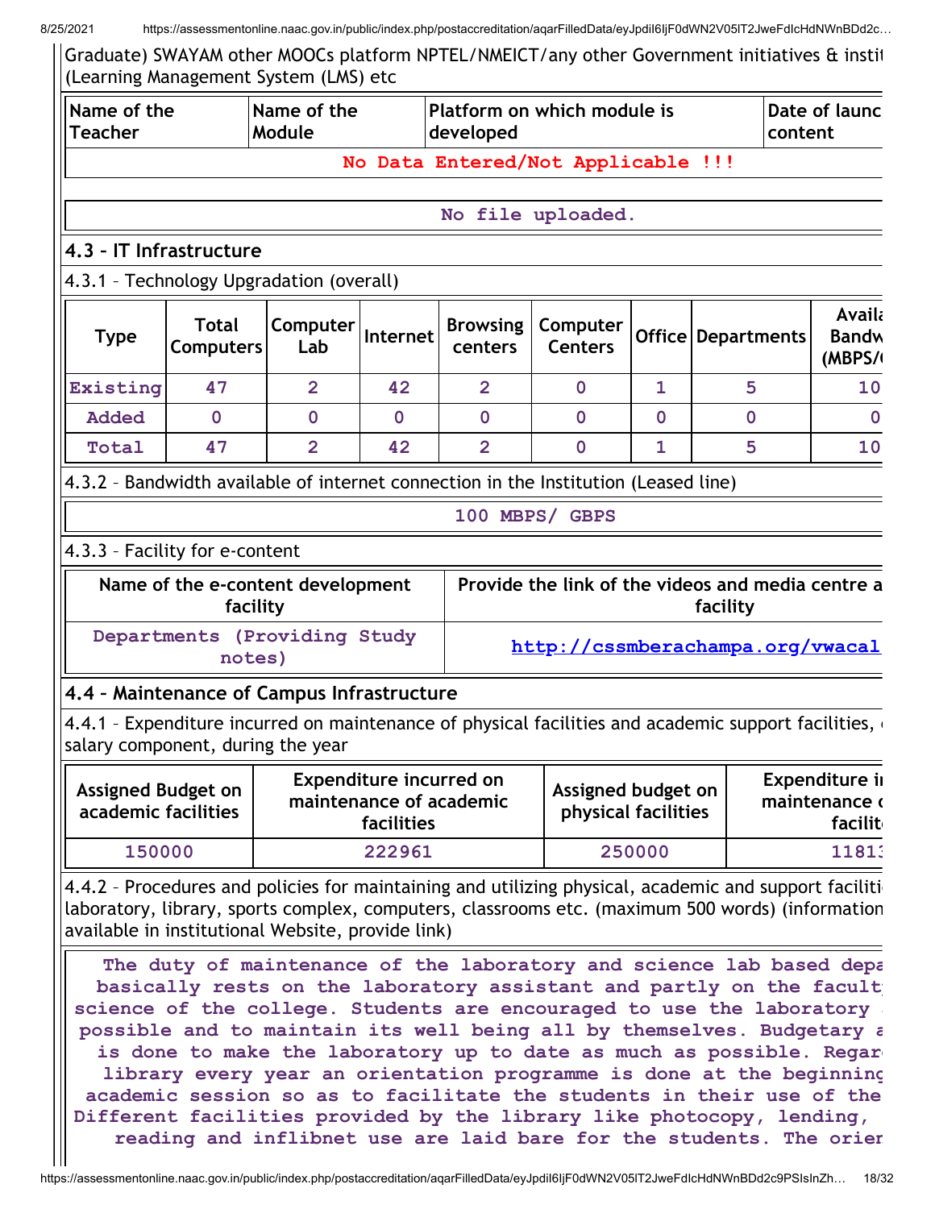Graduate) SWAYAM other MOOCs platform NPTEL/NMEICT/any other Government initiatives & instit (Learning Management System (LMS) etc

| Name of the Teacher | Name of the Module | Platform on which module is developed | Date of launc content |
|---|---|---|---|
| No Data Entered/Not Applicable !!! | | | |

No file uploaded.

### 4.3 – IT Infrastructure

4.3.1 – Technology Upgradation (overall)

| Type | Total Computers | Computer Lab | Internet | Browsing centers | Computer Centers | Office | Departments | Availa Bandw (MBPS/( |
|---|---|---|---|---|---|---|---|---|
| Existing | 47 | 2 | 42 | 2 | 0 | 1 | 5 | 10 |
| Added | 0 | 0 | 0 | 0 | 0 | 0 | 0 | 0 |
| Total | 47 | 2 | 42 | 2 | 0 | 1 | 5 | 10 |

4.3.2 – Bandwidth available of internet connection in the Institution (Leased line)

100 MBPS/ GBPS

4.3.3 – Facility for e-content

| Name of the e-content development facility | Provide the link of the videos and media centre a facility |
|---|---|
| Departments (Providing Study notes) | http://cssmberachampa.org/vwacal |

### 4.4 – Maintenance of Campus Infrastructure

4.4.1 – Expenditure incurred on maintenance of physical facilities and academic support facilities, ( salary component, during the year

| Assigned Budget on academic facilities | Expenditure incurred on maintenance of academic facilities | Assigned budget on physical facilities | Expenditure ir maintenance ( facilit |
|---|---|---|---|
| 150000 | 222961 | 250000 | 11813 |

4.4.2 – Procedures and policies for maintaining and utilizing physical, academic and support faciliti laboratory, library, sports complex, computers, classrooms etc. (maximum 500 words) (information available in institutional Website, provide link)

The duty of maintenance of the laboratory and science lab based depa basically rests on the laboratory assistant and partly on the facult science of the college. Students are encouraged to use the laboratory possible and to maintain its well being all by themselves. Budgetary a is done to make the laboratory up to date as much as possible. Regar library every year an orientation programme is done at the beginning academic session so as to facilitate the students in their use of the Different facilities provided by the library like photocopy, lending, reading and inflibnet use are laid bare for the students. The orien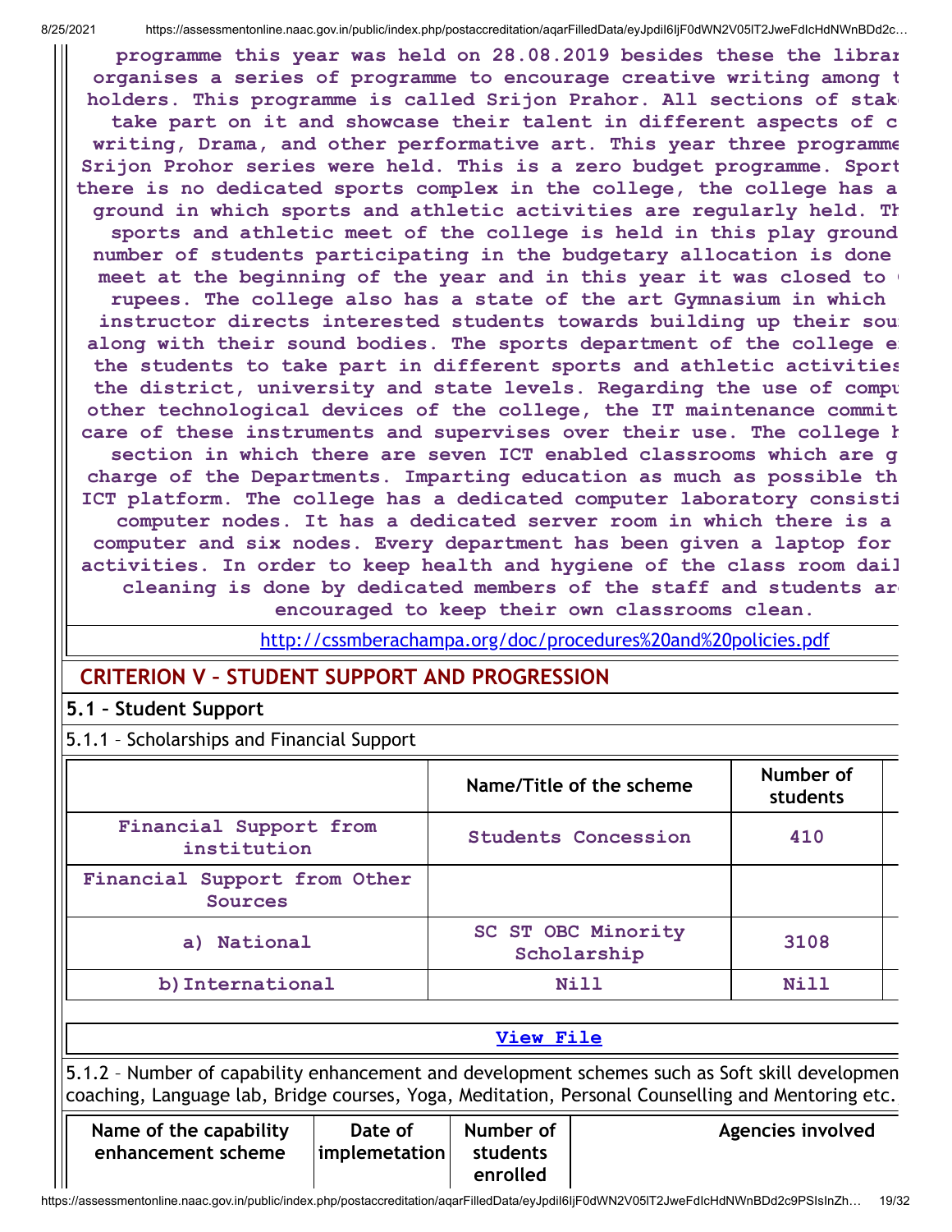programme this year was held on 28.08.2019 besides these the librar organises a series of programme to encourage creative writing among t holders. This programme is called Srijon Prahor. All sections of stak take part on it and showcase their talent in different aspects of c writing, Drama, and other performative art. This year three programme Srijon Prohor series were held. This is a zero budget programme. Sport there is no dedicated sports complex in the college, the college has a ground in which sports and athletic activities are regularly held. Th sports and athletic meet of the college is held in this play ground number of students participating in the budgetary allocation is done meet at the beginning of the year and in this year it was closed to rupees. The college also has a state of the art Gymnasium in which instructor directs interested students towards building up their sou along with their sound bodies. The sports department of the college e the students to take part in different sports and athletic activities the district, university and state levels. Regarding the use of compu other technological devices of the college, the IT maintenance commit care of these instruments and supervises over their use. The college h section in which there are seven ICT enabled classrooms which are g charge of the Departments. Imparting education as much as possible th ICT platform. The college has a dedicated computer laboratory consisti computer nodes. It has a dedicated server room in which there is a computer and six nodes. Every department has been given a laptop for activities. In order to keep health and hygiene of the class room dail cleaning is done by dedicated members of the staff and students ar encouraged to keep their own classrooms clean.

http://cssmberachampa.org/doc/procedures%20and%20policies.pdf

## CRITERION V – STUDENT SUPPORT AND PROGRESSION

### 5.1 – Student Support

5.1.1 – Scholarships and Financial Support

| | Name/Title of the scheme | Number of students |
|---|---|---|
| Financial Support from institution | Students Concession | 410 |
| Financial Support from Other Sources | | |
| a) National | SC ST OBC Minority Scholarship | 3108 |
| b)International | Nill | Nill |

View File

5.1.2 – Number of capability enhancement and development schemes such as Soft skill developmen coaching, Language lab, Bridge courses, Yoga, Meditation, Personal Counselling and Mentoring etc.

| Name of the capability enhancement scheme | Date of implemetation | Number of students enrolled | Agencies involved |
|---|---|---|---|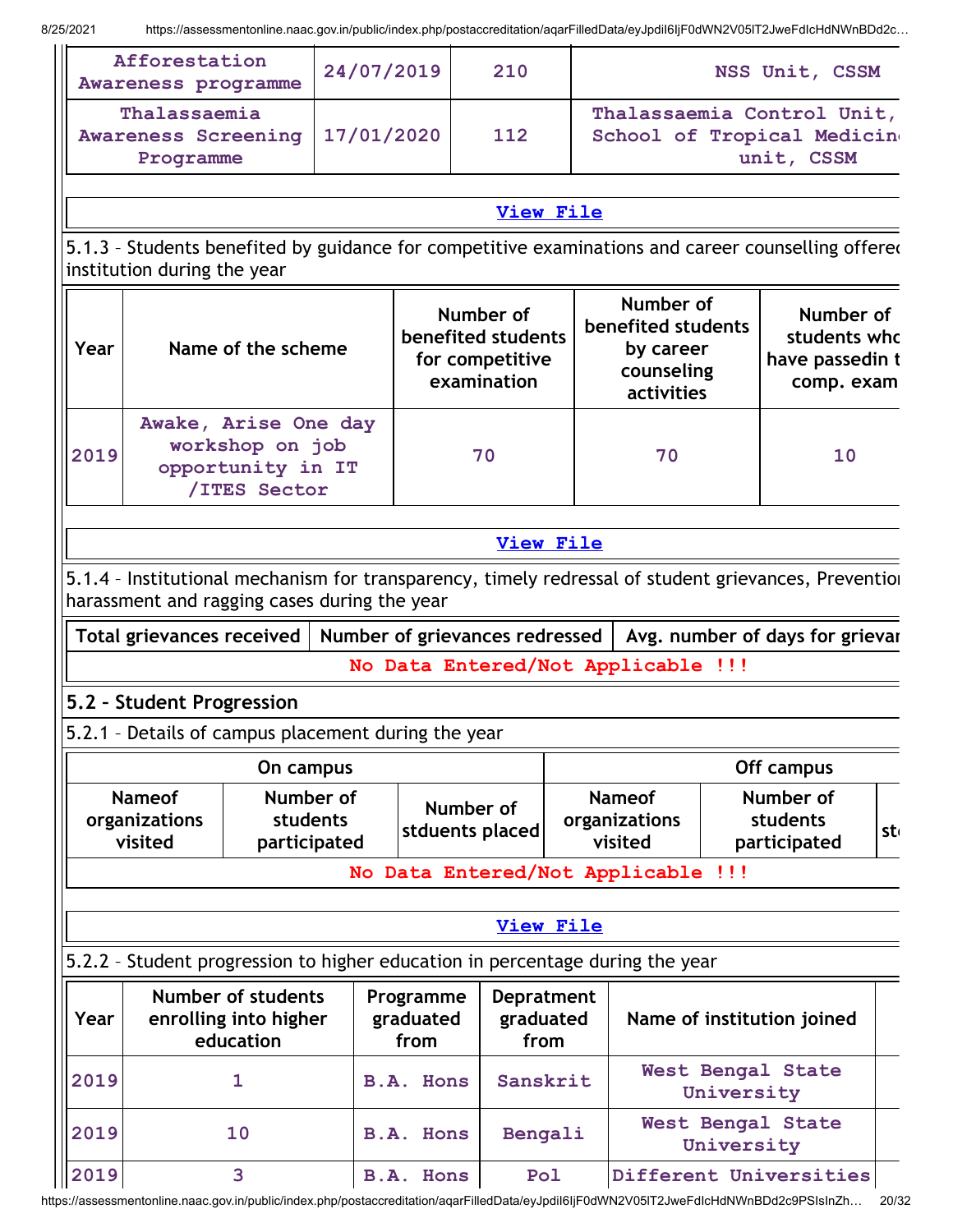| Afforestation Awareness programme | 24/07/2019 | 210 | NSS Unit, CSSM |
|---|---|---|---|
| Thalassaemia Awareness Screening Programme | 17/01/2020 | 112 | Thalassaemia Control Unit, School of Tropical Medicin unit, CSSM |

View File

5.1.3 – Students benefited by guidance for competitive examinations and career counselling offere institution during the year

| Year | Name of the scheme | Number of benefited students for competitive examination | Number of benefited students by career counseling activities | Number of students whc have passedin t comp. exam |
|---|---|---|---|---|
| 2019 | Awake, Arise One day workshop on job opportunity in IT /ITES Sector | 70 | 70 | 10 |

View File

5.1.4 – Institutional mechanism for transparency, timely redressal of student grievances, Preventio harassment and ragging cases during the year

| Total grievances received | Number of grievances redressed | Avg. number of days for grievar |
|---|---|---|
| No Data Entered/Not Applicable !!! | | |

## 5.2 – Student Progression

5.2.1 – Details of campus placement during the year

| On campus | | | Off campus | | |
|---|---|---|---|---|---|
| Nameof organizations visited | Number of students participated | Number of stduents placed | Nameof organizations visited | Number of students participated | st |
| No Data Entered/Not Applicable !!! | | | | | |

View File

5.2.2 – Student progression to higher education in percentage during the year

| Year | Number of students enrolling into higher education | Programme graduated from | Depratment graduated from | Name of institution joined |
|---|---|---|---|---|
| 2019 | 1 | B.A. Hons | Sanskrit | West Bengal State University |
| 2019 | 10 | B.A. Hons | Bengali | West Bengal State University |
| 2019 | 3 | B.A. Hons | Pol | Different Universities |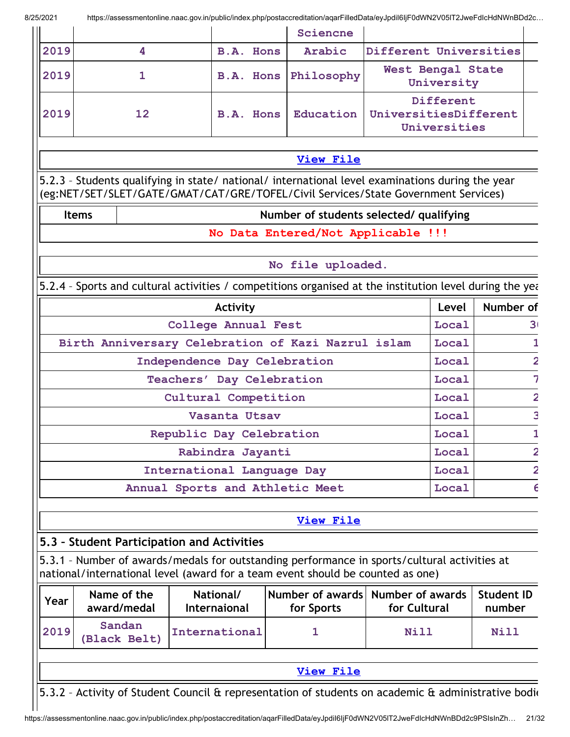| | | | Sciencne | |
|---|---|---|---|---|
| 2019 | 4 | B.A. Hons | Arabic | Different Universities |
| 2019 | 1 | B.A. Hons | Philosophy | West Bengal State University |
| 2019 | 12 | B.A. Hons | Education | Different UniversitiesDifferent Universities |

View File

5.2.3 – Students qualifying in state/ national/ international level examinations during the year (eg:NET/SET/SLET/GATE/GMAT/CAT/GRE/TOFEL/Civil Services/State Government Services)

| Items | Number of students selected/ qualifying |
|---|---|
| No Data Entered/Not Applicable !!! | |

No file uploaded.

5.2.4 – Sports and cultural activities / competitions organised at the institution level during the yea

| Activity | Level | Number of |
|---|---|---|
| College Annual Fest | Local | 3 |
| Birth Anniversary Celebration of Kazi Nazrul islam | Local | 1 |
| Independence Day Celebration | Local | 2 |
| Teachers' Day Celebration | Local | 7 |
| Cultural Competition | Local | 2 |
| Vasanta Utsav | Local | 3 |
| Republic Day Celebration | Local | 1 |
| Rabindra Jayanti | Local | 2 |
| International Language Day | Local | 2 |
| Annual Sports and Athletic Meet | Local | 6 |

View File

## 5.3 – Student Participation and Activities

5.3.1 – Number of awards/medals for outstanding performance in sports/cultural activities at national/international level (award for a team event should be counted as one)

| Year | Name of the award/medal | National/ Internaional | Number of awards for Sports | Number of awards for Cultural | Student ID number |
|---|---|---|---|---|---|
| 2019 | Sandan (Black Belt) | International | 1 | Nill | Nill |

View File

5.3.2 – Activity of Student Council & representation of students on academic & administrative bodi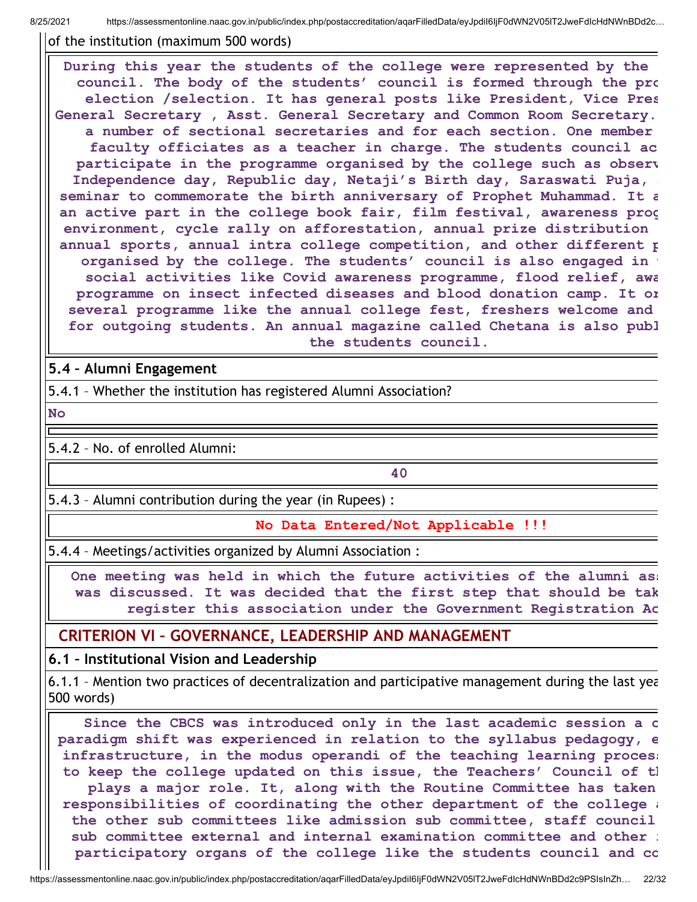of the institution (maximum 500 words)

During this year the students of the college were represented by the council. The body of the students' council is formed through the pro election /selection. It has general posts like President, Vice Pres General Secretary , Asst. General Secretary and Common Room Secretary. a number of sectional secretaries and for each section. One member faculty officiates as a teacher in charge. The students council ac participate in the programme organised by the college such as observ Independence day, Republic day, Netaji's Birth day, Saraswati Puja, seminar to commemorate the birth anniversary of Prophet Muhammad. It a an active part in the college book fair, film festival, awareness prog environment, cycle rally on afforestation, annual prize distribution annual sports, annual intra college competition, and other different p organised by the college. The students' council is also engaged in social activities like Covid awareness programme, flood relief, awa programme on insect infected diseases and blood donation camp. It or several programme like the annual college fest, freshers welcome and for outgoing students. An annual magazine called Chetana is also publ the students council.

## 5.4 – Alumni Engagement

5.4.1 – Whether the institution has registered Alumni Association?

**No**

5.4.2 – No. of enrolled Alumni:

**40**

5.4.3 – Alumni contribution during the year (in Rupees) :

**No Data Entered/Not Applicable !!!**

5.4.4 – Meetings/activities organized by Alumni Association :

One meeting was held in which the future activities of the alumni as was discussed. It was decided that the first step that should be tak register this association under the Government Registration Ac

# CRITERION VI – GOVERNANCE, LEADERSHIP AND MANAGEMENT

## 6.1 – Institutional Vision and Leadership

6.1.1 – Mention two practices of decentralization and participative management during the last yea 500 words)

Since the CBCS was introduced only in the last academic session a c paradigm shift was experienced in relation to the syllabus pedagogy, e infrastructure, in the modus operandi of the teaching learning proces to keep the college updated on this issue, the Teachers' Council of t plays a major role. It, along with the Routine Committee has taken responsibilities of coordinating the other department of the college the other sub committees like admission sub committee, staff council sub committee external and internal examination committee and other participatory organs of the college like the students council and co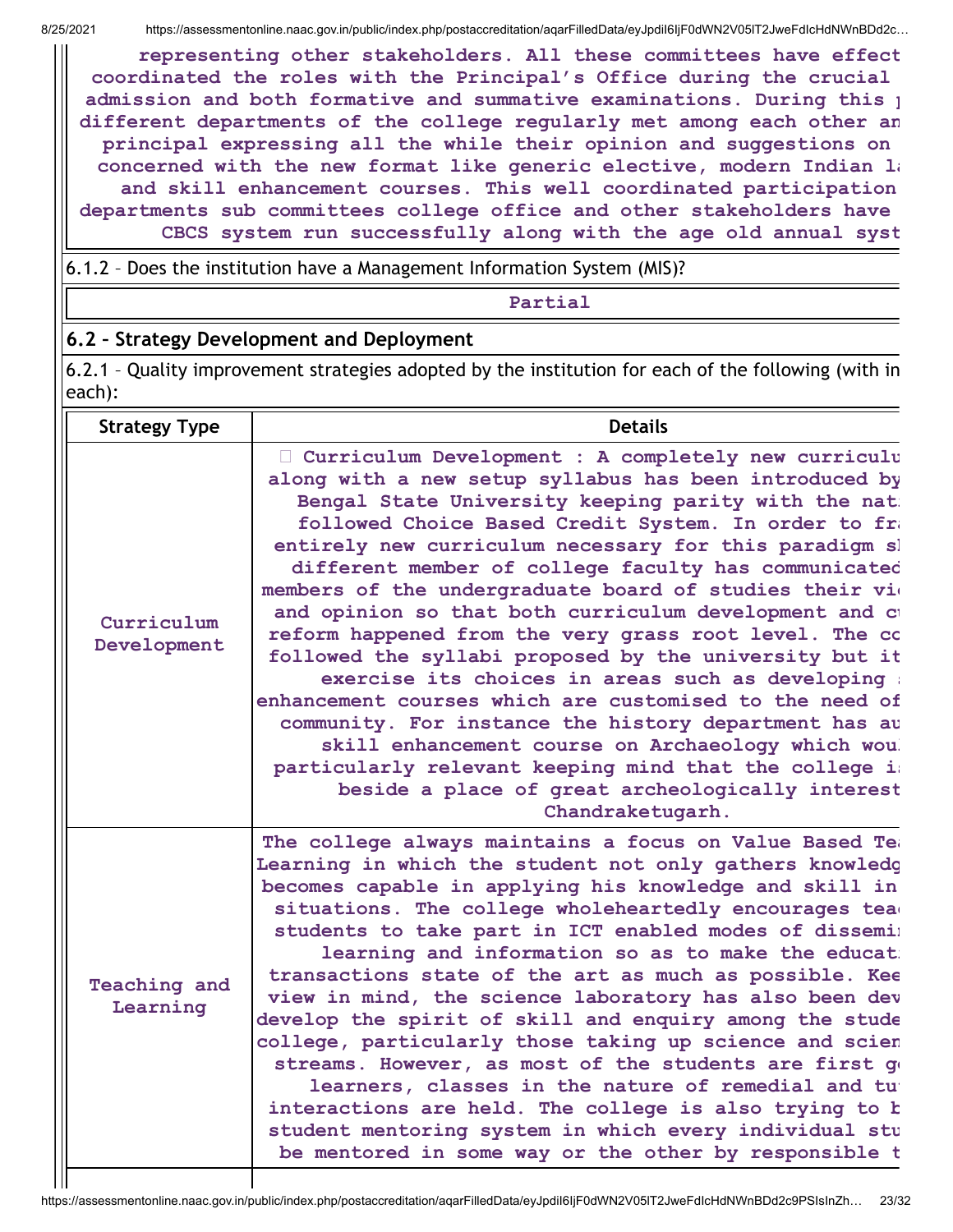representing other stakeholders. All these committees have effect coordinated the roles with the Principal's Office during the crucial admission and both formative and summative examinations. During this p different departments of the college regularly met among each other an principal expressing all the while their opinion and suggestions on concerned with the new format like generic elective, modern Indian la and skill enhancement courses. This well coordinated participation departments sub committees college office and other stakeholders have CBCS system run successfully along with the age old annual syst

6.1.2 – Does the institution have a Management Information System (MIS)?

Partial

## 6.2 – Strategy Development and Deployment

6.2.1 – Quality improvement strategies adopted by the institution for each of the following (with in each):

| Strategy Type | Details |
| --- | --- |
| Curriculum Development |  Curriculum Development : A completely new curriculu along with a new setup syllabus has been introduced by Bengal State University keeping parity with the nat followed Choice Based Credit System. In order to fr entirely new curriculum necessary for this paradigm s different member of college faculty has communicated members of the undergraduate board of studies their vi and opinion so that both curriculum development and c reform happened from the very grass root level. The co followed the syllabi proposed by the university but it exercise its choices in areas such as developing enhancement courses which are customised to the need of community. For instance the history department has a skill enhancement course on Archaeology which wou particularly relevant keeping mind that the college i beside a place of great archeologically interest Chandraketugarh. |
| Teaching and Learning | The college always maintains a focus on Value Based Te Learning in which the student not only gathers knowledg becomes capable in applying his knowledge and skill in situations. The college wholeheartedly encourages tea students to take part in ICT enabled modes of dissemi learning and information so as to make the educat transactions state of the art as much as possible. Kee view in mind, the science laboratory has also been dev develop the spirit of skill and enquiry among the stude college, particularly those taking up science and scien streams. However, as most of the students are first g learners, classes in the nature of remedial and tu interactions are held. The college is also trying to b student mentoring system in which every individual stu be mentored in some way or the other by responsible t |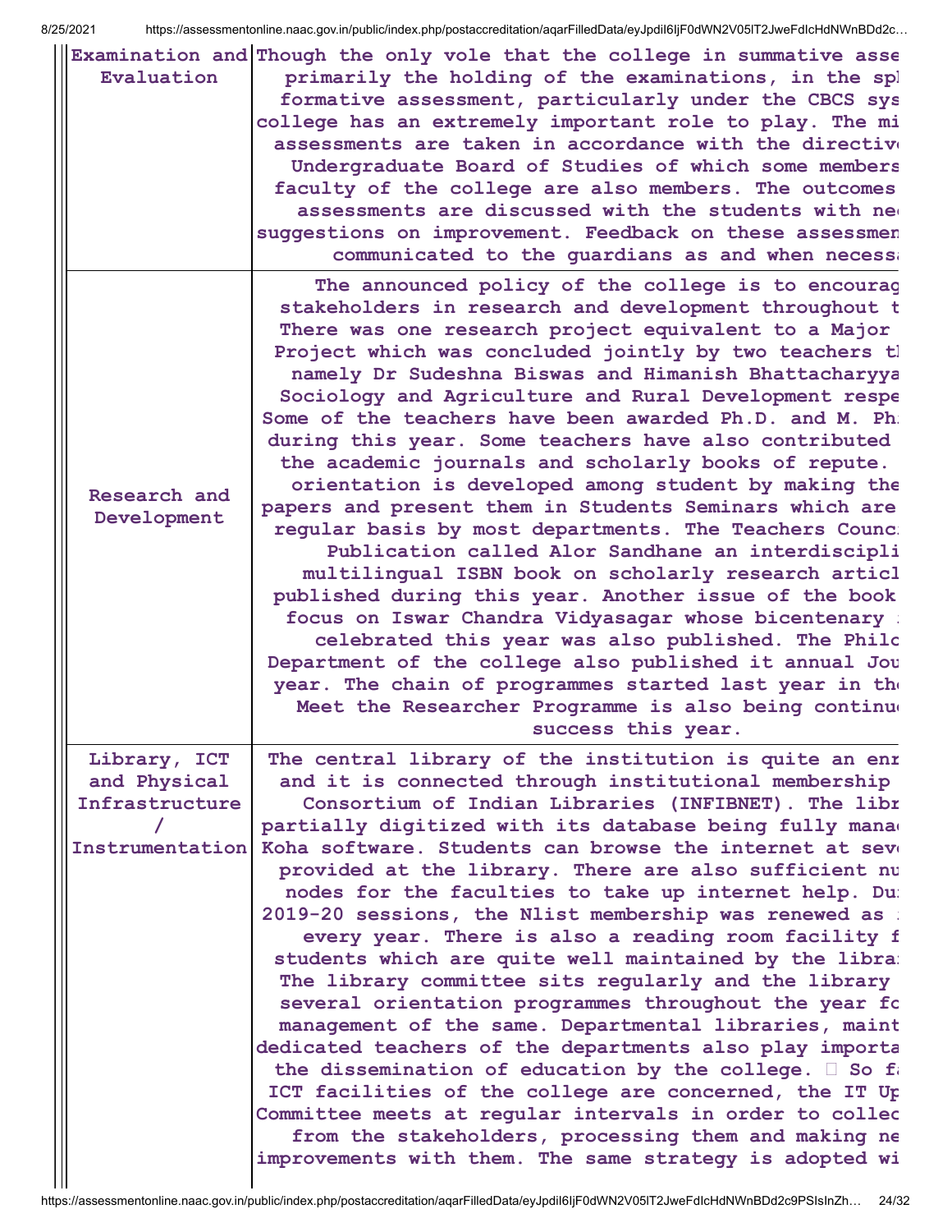| | |
|---|---|
| Examination and Evaluation | Though the only vole that the college in summative asse primarily the holding of the examinations, in the spl formative assessment, particularly under the CBCS sys college has an extremely important role to play. The mi assessments are taken in accordance with the directiv Undergraduate Board of Studies of which some members faculty of the college are also members. The outcomes assessments are discussed with the students with ne suggestions on improvement. Feedback on these assessmen communicated to the guardians as and when necess |
| Research and Development | The announced policy of the college is to encourag stakeholders in research and development throughout t There was one research project equivalent to a Major Project which was concluded jointly by two teachers t namely Dr Sudeshna Biswas and Himanish Bhattacharyya Sociology and Agriculture and Rural Development respe Some of the teachers have been awarded Ph.D. and M. Ph during this year. Some teachers have also contributed the academic journals and scholarly books of repute. orientation is developed among student by making the papers and present them in Students Seminars which are regular basis by most departments. The Teachers Counc Publication called Alor Sandhane an interdiscipli multilingual ISBN book on scholarly research articl published during this year. Another issue of the book focus on Iswar Chandra Vidyasagar whose bicentenary celebrated this year was also published. The Philo Department of the college also published it annual Jou year. The chain of programmes started last year in th Meet the Researcher Programme is also being continu success this year. |
| Library, ICT and Physical Infrastructure / Instrumentation | The central library of the institution is quite an enr and it is connected through institutional membership Consortium of Indian Libraries (INFIBNET). The libr partially digitized with its database being fully mana Koha software. Students can browse the internet at sev provided at the library. There are also sufficient nu nodes for the faculties to take up internet help. Du 2019-20 sessions, the Nlist membership was renewed as every year. There is also a reading room facility f students which are quite well maintained by the libra The library committee sits regularly and the library several orientation programmes throughout the year fo management of the same. Departmental libraries, maint dedicated teachers of the departments also play importa the dissemination of education by the college. So f ICT facilities of the college are concerned, the IT Up Committee meets at regular intervals in order to collec from the stakeholders, processing them and making ne improvements with them. The same strategy is adopted wi |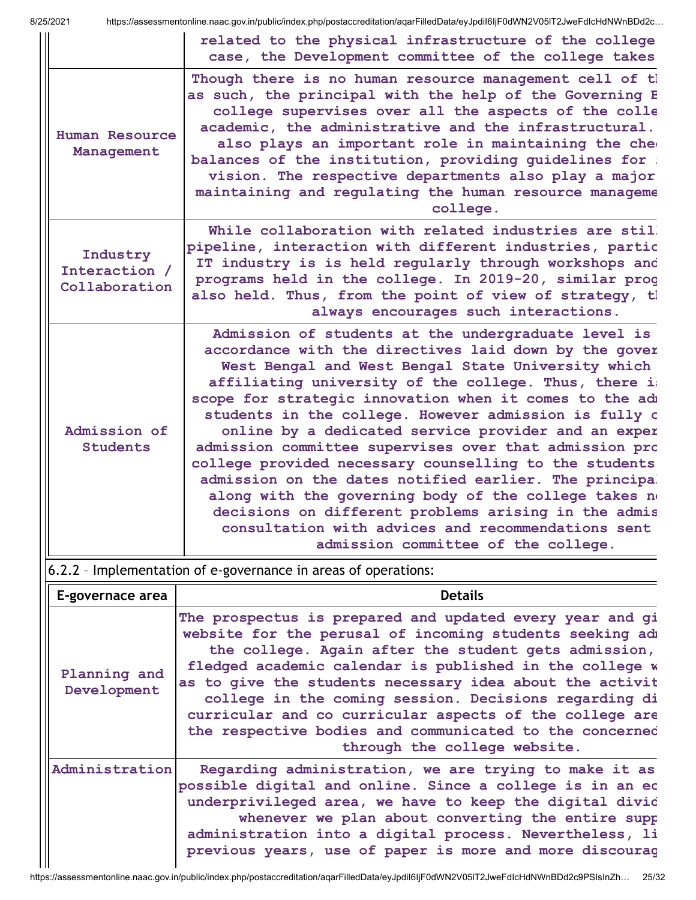| | |
|---|---|
| | related to the physical infrastructure of the college case, the Development committee of the college takes |
| Human Resource Management | Though there is no human resource management cell of th as such, the principal with the help of the Governing B college supervises over all the aspects of the colle academic, the administrative and the infrastructural. also plays an important role in maintaining the chec balances of the institution, providing guidelines for vision. The respective departments also play a major maintaining and regulating the human resource manageme college. |
| Industry Interaction / Collaboration | While collaboration with related industries are stil pipeline, interaction with different industries, partic IT industry is is held regularly through workshops and programs held in the college. In 2019-20, similar prog also held. Thus, from the point of view of strategy, th always encourages such interactions. |
| Admission of Students | Admission of students at the undergraduate level is accordance with the directives laid down by the gover West Bengal and West Bengal State University which affiliating university of the college. Thus, there i scope for strategic innovation when it comes to the adm students in the college. However admission is fully c online by a dedicated service provider and an exper admission committee supervises over that admission pro college provided necessary counselling to the students admission on the dates notified earlier. The principal along with the governing body of the college takes n decisions on different problems arising in the admis consultation with advices and recommendations sent admission committee of the college. |

6.2.2 – Implementation of e-governance in areas of operations:

| E-governace area | Details |
|---|---|
| Planning and Development | The prospectus is prepared and updated every year and gi website for the perusal of incoming students seeking adm the college. Again after the student gets admission, fledged academic calendar is published in the college w as to give the students necessary idea about the activit college in the coming session. Decisions regarding di curricular and co curricular aspects of the college are the respective bodies and communicated to the concerned through the college website. |
| Administration | Regarding administration, we are trying to make it as possible digital and online. Since a college is in an ec underprivileged area, we have to keep the digital divid whenever we plan about converting the entire supp administration into a digital process. Nevertheless, li previous years, use of paper is more and more discourag |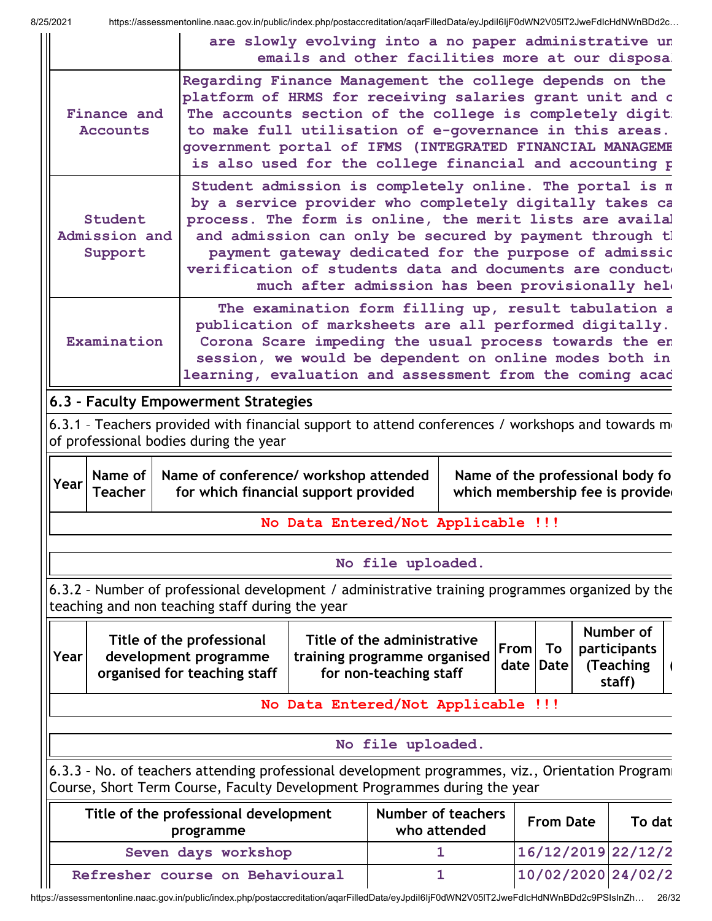| | |
|---|---|
| | are slowly evolving into a no paper administrative un emails and other facilities more at our disposa |
| Finance and Accounts | Regarding Finance Management the college depends on the platform of HRMS for receiving salaries grant unit and c The accounts section of the college is completely digit to make full utilisation of e-governance in this areas. government portal of IFMS (INTEGRATED FINANCIAL MANAGEME is also used for the college financial and accounting p |
| Student Admission and Support | Student admission is completely online. The portal is m by a service provider who completely digitally takes ca process. The form is online, the merit lists are availa and admission can only be secured by payment through t payment gateway dedicated for the purpose of admissic verification of students data and documents are conduct much after admission has been provisionally hel |
| Examination | The examination form filling up, result tabulation a publication of marksheets are all performed digitally. Corona Scare impeding the usual process towards the en session, we would be dependent on online modes both in learning, evaluation and assessment from the coming acad |

### 6.3 – Faculty Empowerment Strategies

6.3.1 – Teachers provided with financial support to attend conferences / workshops and towards m of professional bodies during the year

| Year | Name of Teacher | Name of conference/ workshop attended for which financial support provided | Name of the professional body fo which membership fee is provide |
|---|---|---|---|
| No Data Entered/Not Applicable !!! | | | |

No file uploaded.

6.3.2 – Number of professional development / administrative training programmes organized by the teaching and non teaching staff during the year

| Year | Title of the professional development programme organised for teaching staff | Title of the administrative training programme organised for non-teaching staff | From date | To Date | Number of participants (Teaching staff) |
|---|---|---|---|---|---|
| No Data Entered/Not Applicable !!! | | | | | |

No file uploaded.

6.3.3 – No. of teachers attending professional development programmes, viz., Orientation Programm Course, Short Term Course, Faculty Development Programmes during the year

| Title of the professional development programme | Number of teachers who attended | From Date | To dat |
|---|---|---|---|
| Seven days workshop | 1 | 16/12/2019 | 22/12/2 |
| Refresher course on Behavioural | 1 | 10/02/2020 | 24/02/2 |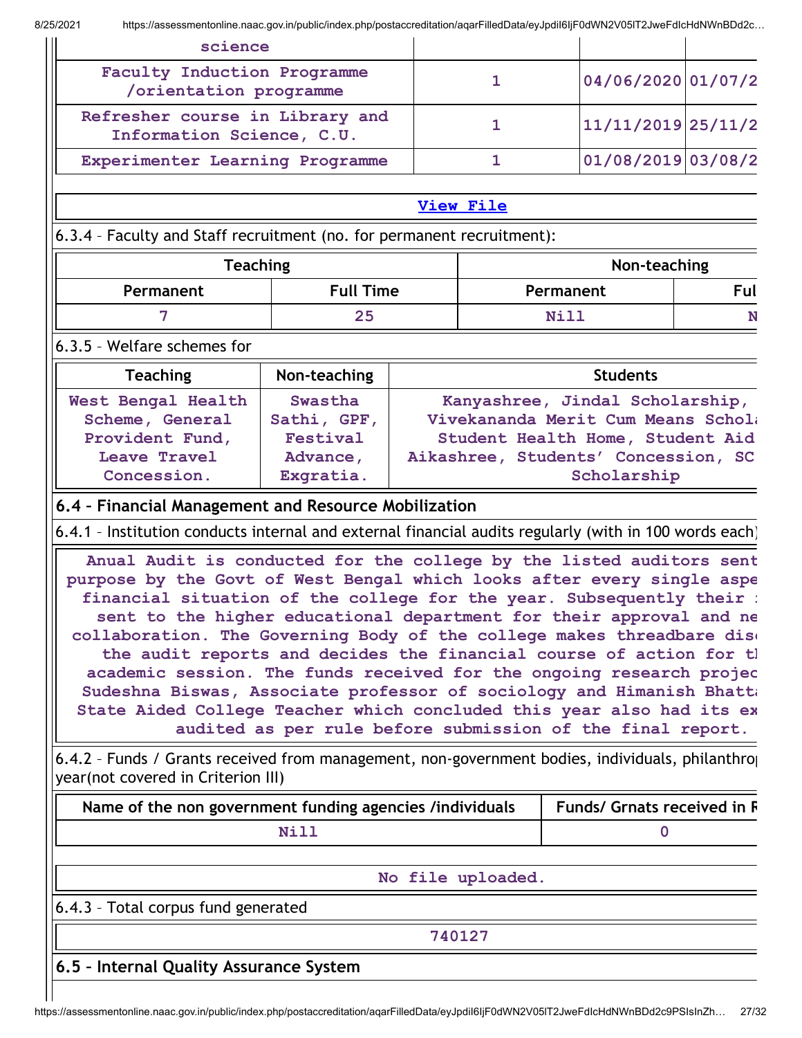| science | | | |
|---|---|---|---|
| Faculty Induction Programme /orientation programme | 1 | 04/06/2020 | 01/07/2 |
| Refresher course in Library and Information Science, C.U. | 1 | 11/11/2019 | 25/11/2 |
| Experimenter Learning Programme | 1 | 01/08/2019 | 03/08/2 |

[View File]

6.3.4 – Faculty and Staff recruitment (no. for permanent recruitment):

| Teaching | | Non-teaching | |
|---|---|---|---|
| Permanent | Full Time | Permanent | Ful |
| 7 | 25 | Nill | N |

6.3.5 – Welfare schemes for

| Teaching | Non-teaching | Students |
|---|---|---|
| West Bengal Health Scheme, General Provident Fund, Leave Travel Concession. | Swastha Sathi, GPF, Festival Advance, Exgratia. | Kanyashree, Jindal Scholarship, Vivekananda Merit Cum Means Schol Student Health Home, Student Aid Aikashree, Students' Concession, SC Scholarship |

## 6.4 – Financial Management and Resource Mobilization

6.4.1 – Institution conducts internal and external financial audits regularly (with in 100 words each)

Anual Audit is conducted for the college by the listed auditors sent purpose by the Govt of West Bengal which looks after every single aspe financial situation of the college for the year. Subsequently their sent to the higher educational department for their approval and ne collaboration. The Governing Body of the college makes threadbare dis the audit reports and decides the financial course of action for t academic session. The funds received for the ongoing research projec Sudeshna Biswas, Associate professor of sociology and Himanish Bhatt State Aided College Teacher which concluded this year also had its ex audited as per rule before submission of the final report.

6.4.2 – Funds / Grants received from management, non-government bodies, individuals, philanthro year(not covered in Criterion III)

| Name of the non government funding agencies /individuals | Funds/ Grnats received in R |
|---|---|
| Nill | 0 |

No file uploaded.

6.4.3 – Total corpus fund generated

740127

## 6.5 – Internal Quality Assurance System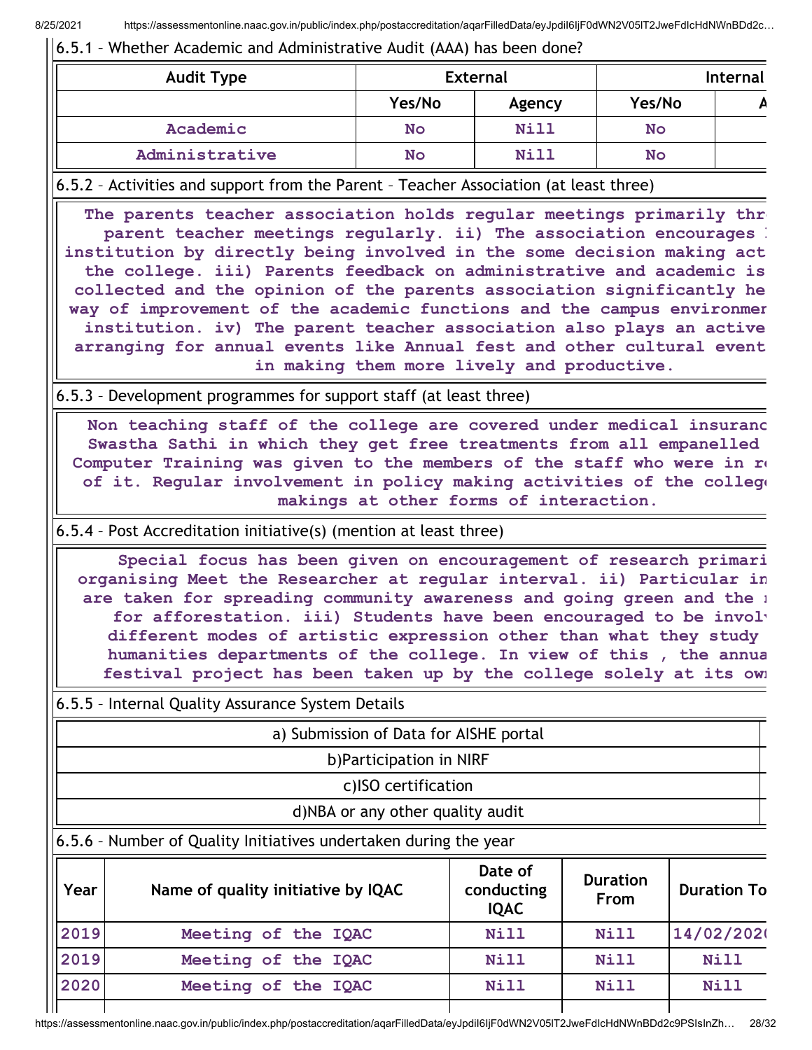6.5.1 – Whether Academic and Administrative Audit (AAA) has been done?

| Audit Type | External | | Internal | |
|---|---|---|---|---|
| | Yes/No | Agency | Yes/No | A |
| Academic | No | Nill | No | |
| Administrative | No | Nill | No | |

6.5.2 – Activities and support from the Parent – Teacher Association (at least three)

The parents teacher association holds regular meetings primarily thr parent teacher meetings regularly. ii) The association encourages institution by directly being involved in the some decision making act the college. iii) Parents feedback on administrative and academic is collected and the opinion of the parents association significantly he way of improvement of the academic functions and the campus environmen institution. iv) The parent teacher association also plays an active arranging for annual events like Annual fest and other cultural event in making them more lively and productive.

6.5.3 – Development programmes for support staff (at least three)

Non teaching staff of the college are covered under medical insuranc Swastha Sathi in which they get free treatments from all empanelled Computer Training was given to the members of the staff who were in r of it. Regular involvement in policy making activities of the colleg makings at other forms of interaction.

6.5.4 – Post Accreditation initiative(s) (mention at least three)

Special focus has been given on encouragement of research primari organising Meet the Researcher at regular interval. ii) Particular in are taken for spreading community awareness and going green and the for afforestation. iii) Students have been encouraged to be involv different modes of artistic expression other than what they study humanities departments of the college. In view of this , the annua festival project has been taken up by the college solely at its own

6.5.5 – Internal Quality Assurance System Details

| |
|---|
| a) Submission of Data for AISHE portal |
| b)Participation in NIRF |
| c)ISO certification |
| d)NBA or any other quality audit |

6.5.6 – Number of Quality Initiatives undertaken during the year

| Year | Name of quality initiative by IQAC | Date of conducting IQAC | Duration From | Duration To |
|---|---|---|---|---|
| 2019 | Meeting of the IQAC | Nill | Nill | 14/02/202 |
| 2019 | Meeting of the IQAC | Nill | Nill | Nill |
| 2020 | Meeting of the IQAC | Nill | Nill | Nill |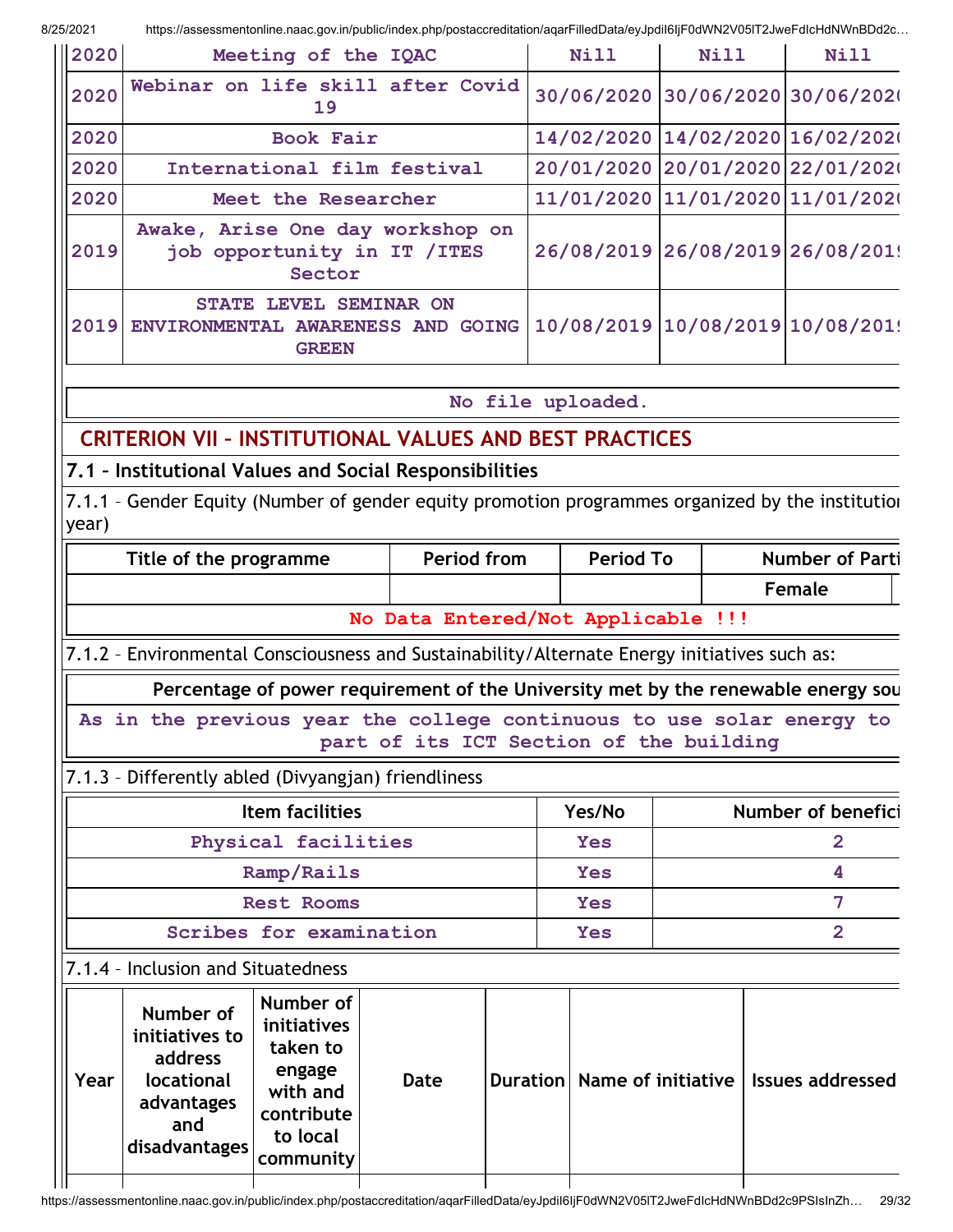| 2020 | Meeting of the IQAC | Nill | Nill | Nill |
|---|---|---|---|---|
| 2020 | Webinar on life skill after Covid 19 | 30/06/2020 | 30/06/2020 | 30/06/202( |
| 2020 | Book Fair | 14/02/2020 | 14/02/2020 | 16/02/202( |
| 2020 | International film festival | 20/01/2020 | 20/01/2020 | 22/01/202( |
| 2020 | Meet the Researcher | 11/01/2020 | 11/01/2020 | 11/01/202( |
| 2019 | Awake, Arise One day workshop on job opportunity in IT /ITES Sector | 26/08/2019 | 26/08/2019 | 26/08/201! |
| 2019 | STATE LEVEL SEMINAR ON ENVIRONMENTAL AWARENESS AND GOING GREEN | 10/08/2019 | 10/08/2019 | 10/08/201! |

No file uploaded.

## CRITERION VII – INSTITUTIONAL VALUES AND BEST PRACTICES

### 7.1 – Institutional Values and Social Responsibilities

7.1.1 – Gender Equity (Number of gender equity promotion programmes organized by the institution year)

| Title of the programme | Period from | Period To | Number of Parti |
|---|---|---|---|
| | | | Female |

No Data Entered/Not Applicable !!!

7.1.2 – Environmental Consciousness and Sustainability/Alternate Energy initiatives such as:

| Percentage of power requirement of the University met by the renewable energy sou |
|---|
| As in the previous year the college continuous to use solar energy to part of its ICT Section of the building |

7.1.3 – Differently abled (Divyangjan) friendliness

| Item facilities | Yes/No | Number of benefici |
|---|---|---|
| Physical facilities | Yes | 2 |
| Ramp/Rails | Yes | 4 |
| Rest Rooms | Yes | 7 |
| Scribes for examination | Yes | 2 |

7.1.4 – Inclusion and Situatedness

| Year | Number of initiatives to address locational advantages and disadvantages | Number of initiatives taken to engage with and contribute to local community | Date | Duration | Name of initiative | Issues addressed |
|---|---|---|---|---|---|---|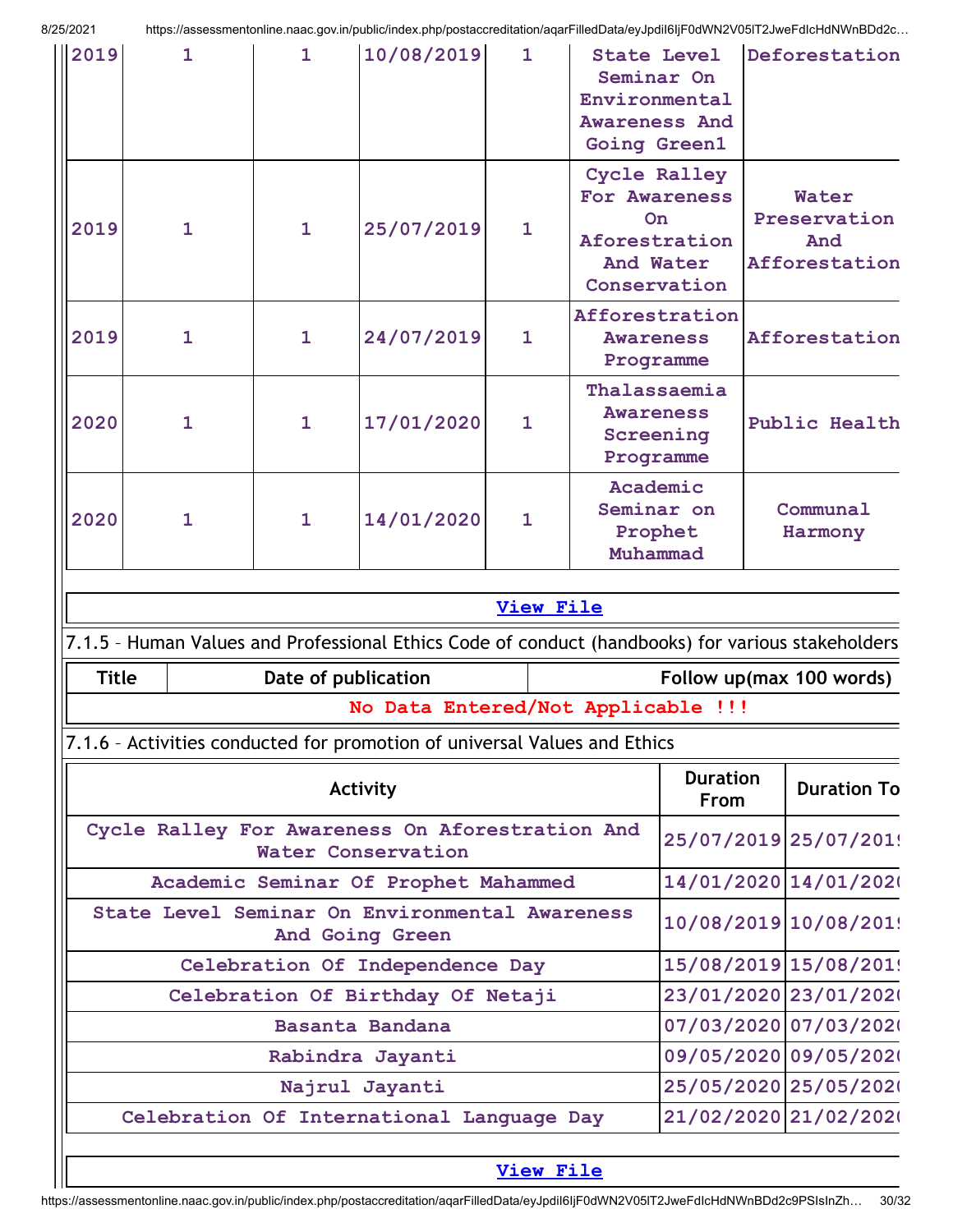| 2019 | 1 | 1 | 10/08/2019 | 1 | State Level Seminar On Environmental Awareness And Going Green1 | Deforestation |
|---|---|---|---|---|---|---|
| 2019 | 1 | 1 | 25/07/2019 | 1 | Cycle Ralley For Awareness On Aforestration And Water Conservation | Water Preservation And Afforestation |
| 2019 | 1 | 1 | 24/07/2019 | 1 | Afforestration Awareness Programme | Afforestation |
| 2020 | 1 | 1 | 17/01/2020 | 1 | Thalassaemia Awareness Screening Programme | Public Health |
| 2020 | 1 | 1 | 14/01/2020 | 1 | Academic Seminar on Prophet Muhammad | Communal Harmony |

View File

7.1.5 – Human Values and Professional Ethics Code of conduct (handbooks) for various stakeholders

| Title | Date of publication | Follow up(max 100 words) |
|---|---|---|
| No Data Entered/Not Applicable !!! | | |

7.1.6 – Activities conducted for promotion of universal Values and Ethics

| Activity | Duration From | Duration To |
|---|---|---|
| Cycle Ralley For Awareness On Aforestration And Water Conservation | 25/07/2019 | 25/07/2019 |
| Academic Seminar Of Prophet Mahammed | 14/01/2020 | 14/01/2020 |
| State Level Seminar On Environmental Awareness And Going Green | 10/08/2019 | 10/08/2019 |
| Celebration Of Independence Day | 15/08/2019 | 15/08/2019 |
| Celebration Of Birthday Of Netaji | 23/01/2020 | 23/01/2020 |
| Basanta Bandana | 07/03/2020 | 07/03/2020 |
| Rabindra Jayanti | 09/05/2020 | 09/05/2020 |
| Najrul Jayanti | 25/05/2020 | 25/05/2020 |
| Celebration Of International Language Day | 21/02/2020 | 21/02/2020 |

View File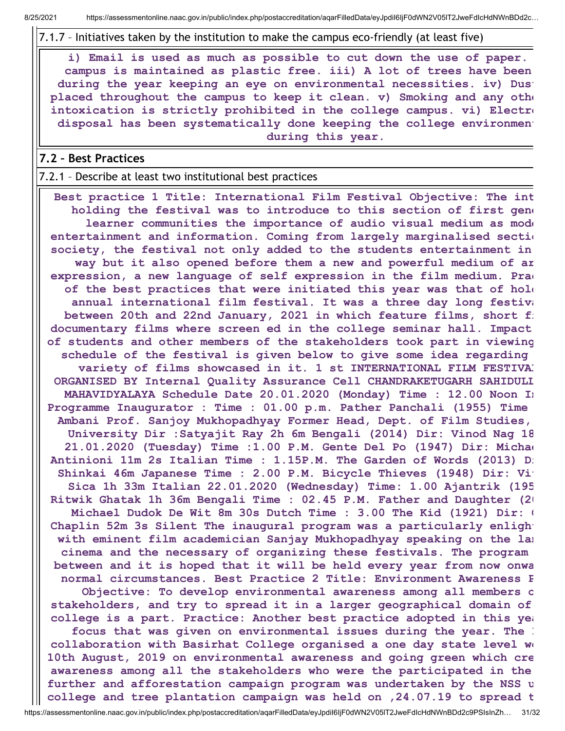7.1.7 – Initiatives taken by the institution to make the campus eco-friendly (at least five)

**i) Email is used as much as possible to cut down the use of paper. campus is maintained as plastic free. iii) A lot of trees have been during the year keeping an eye on environmental necessities. iv) Dust placed throughout the campus to keep it clean. v) Smoking and any othe intoxication is strictly prohibited in the college campus. vi) Electr disposal has been systematically done keeping the college environment during this year.**

## 7.2 – Best Practices

7.2.1 – Describe at least two institutional best practices

**Best practice 1 Title: International Film Festival Objective: The int holding the festival was to introduce to this section of first gen learner communities the importance of audio visual medium as mod entertainment and information. Coming from largely marginalised secti society, the festival not only added to the students entertainment in way but it also opened before them a new and powerful medium of ar expression, a new language of self expression in the film medium. Pra of the best practices that were initiated this year was that of hol annual international film festival. It was a three day long festiva between 20th and 22nd January, 2021 in which feature films, short f documentary films where screen ed in the college seminar hall. Impact of students and other members of the stakeholders took part in viewing schedule of the festival is given below to give some idea regarding variety of films showcased in it. 1 st INTERNATIONAL FILM FESTIVA ORGANISED BY Internal Quality Assurance Cell CHANDRAKETUGARH SAHIDULL MAHAVIDYALAYA Schedule Date 20.01.2020 (Monday) Time : 12.00 Noon I Programme Inaugurator : Time : 01.00 p.m. Pather Panchali (1955) Time Ambani Prof. Sanjoy Mukhopadhyay Former Head, Dept. of Film Studies, University Dir :Satyajit Ray 2h 6m Bengali (2014) Dir: Vinod Nag 18 21.01.2020 (Tuesday) Time :1.00 P.M. Gente Del Po (1947) Dir: Micha Antinioni 11m 2s Italian Time : 1.15P.M. The Garden of Words (2013) D Shinkai 46m Japanese Time : 2.00 P.M. Bicycle Thieves (1948) Dir: Vi Sica 1h 33m Italian 22.01.2020 (Wednesday) Time: 1.00 Ajantrik (195 Ritwik Ghatak 1h 36m Bengali Time : 02.45 P.M. Father and Daughter (2 Michael Dudok De Wit 8m 30s Dutch Time : 3.00 The Kid (1921) Dir: Chaplin 52m 3s Silent The inaugural program was a particularly enligh with eminent film academician Sanjay Mukhopadhyay speaking on the la cinema and the necessary of organizing these festivals. The program between and it is hoped that it will be held every year from now onwa normal circumstances. Best Practice 2 Title: Environment Awareness Objective: To develop environmental awareness among all members o stakeholders, and try to spread it in a larger geographical domain of college is a part. Practice: Another best practice adopted in this yea focus that was given on environmental issues during the year. The collaboration with Basirhat College organised a one day state level w 10th August, 2019 on environmental awareness and going green which cre awareness among all the stakeholders who were the participated in the further and afforestation campaign program was undertaken by the NSS u college and tree plantation campaign was held on ,24.07.19 to spread t**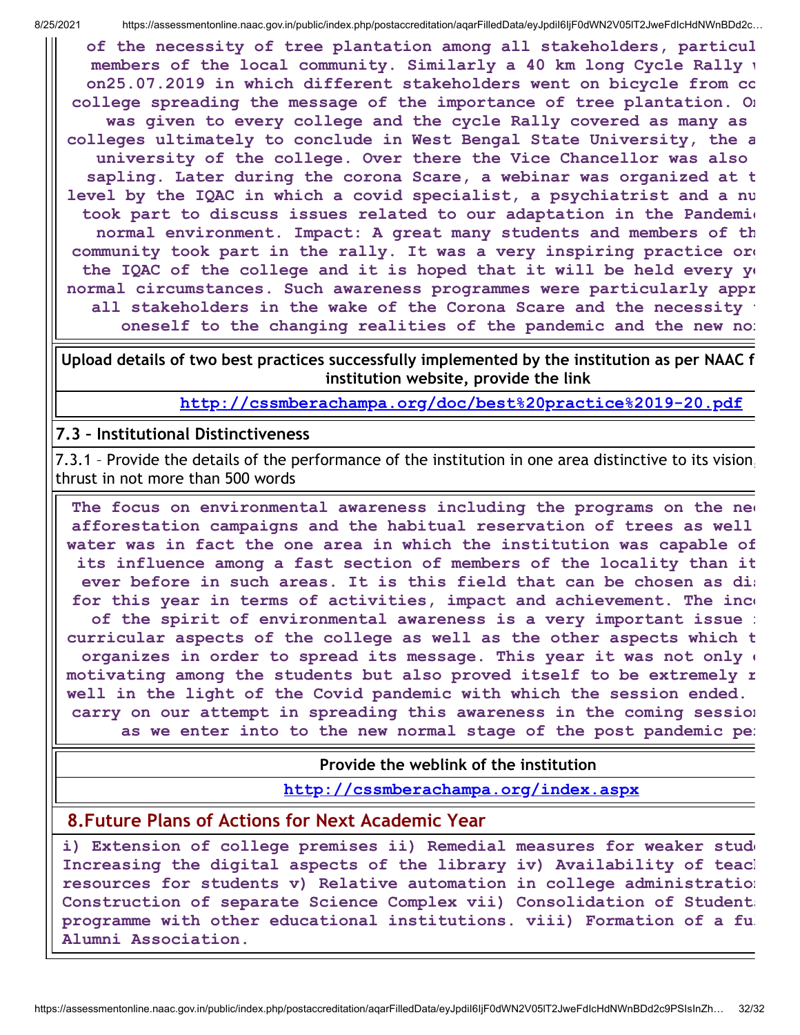of the necessity of tree plantation among all stakeholders, particul members of the local community. Similarly a 40 km long Cycle Rally on25.07.2019 in which different stakeholders went on bicycle from co college spreading the message of the importance of tree plantation. O was given to every college and the cycle Rally covered as many as colleges ultimately to conclude in West Bengal State University, the a university of the college. Over there the Vice Chancellor was also sapling. Later during the corona Scare, a webinar was organized at t level by the IQAC in which a covid specialist, a psychiatrist and a nu took part to discuss issues related to our adaptation in the Pandemi normal environment. Impact: A great many students and members of th community took part in the rally. It was a very inspiring practice or the IQAC of the college and it is hoped that it will be held every y normal circumstances. Such awareness programmes were particularly appr all stakeholders in the wake of the Corona Scare and the necessity oneself to the changing realities of the pandemic and the new no

**Upload details of two best practices successfully implemented by the institution as per NAAC f institution website, provide the link**

http://cssmberachampa.org/doc/best%20practice%2019-20.pdf

**7.3 – Institutional Distinctiveness**

7.3.1 – Provide the details of the performance of the institution in one area distinctive to its vision thrust in not more than 500 words

The focus on environmental awareness including the programs on the ne afforestation campaigns and the habitual reservation of trees as well water was in fact the one area in which the institution was capable of its influence among a fast section of members of the locality than it ever before in such areas. It is this field that can be chosen as di for this year in terms of activities, impact and achievement. The inc of the spirit of environmental awareness is a very important issue curricular aspects of the college as well as the other aspects which t organizes in order to spread its message. This year it was not only motivating among the students but also proved itself to be extremely r well in the light of the Covid pandemic with which the session ended. carry on our attempt in spreading this awareness in the coming sessio as we enter into to the new normal stage of the post pandemic pe

**Provide the weblink of the institution**

http://cssmberachampa.org/index.aspx

## 8.Future Plans of Actions for Next Academic Year

i) Extension of college premises ii) Remedial measures for weaker stud Increasing the digital aspects of the library iv) Availability of teac resources for students v) Relative automation in college administratio Construction of separate Science Complex vii) Consolidation of Student programme with other educational institutions. viii) Formation of a fu Alumni Association.